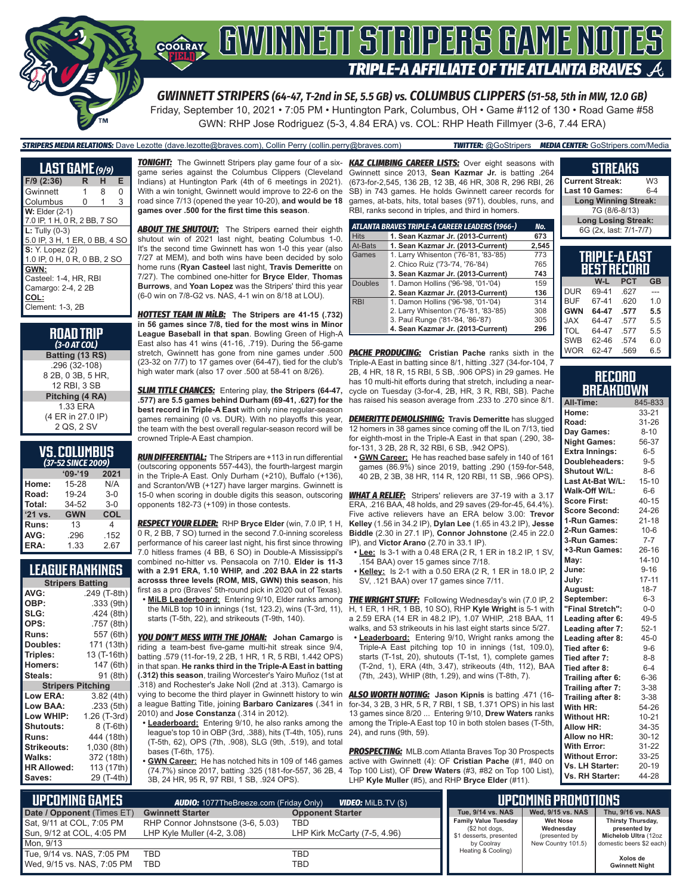# GWINNETT STRIPERS GAME NOTES

## TRIPLE-A AFFILIATE OF THE ATLANTA BRAVES

### GWINNETT STRIPERS (64-47, T-2nd in SE, 5.5 GB) vs. COLUMBUS CLIPPERS (51-58, 5th in MW, 12.0 GB)

Friday, September 10, 2021 • 7:05 PM • Huntington Park, Columbus, OH • Game #112 of 130 • Road Game #58

GWN: RHP Jose Rodriguez (5-3, 4.84 ERA) vs. COL: RHP Heath Fillmyer (3-6, 7.44 ERA)

**STRIPERS MEDIA RELATIONS:** Dave Lezotte (dave.lezotte@braves.com), Collin Perry (collin.perry@braves.com) **TWITTER:** @GoStripers **MEDIA CENTER:** GoStripers.com/Media

## LAST GAME (9/9)

| F/9 (2:36) | R | H | E |
|---|---|---|---|
| Gwinnett | 1 | 8 | 0 |
| Columbus | 0 | 1 | 3 |

**W:** Elder (2-1)
7.0 IP, 1 H, 0 R, 2 BB, 7 SO

**L:** Tully (0-3)
5.0 IP, 3 H, 1 ER, 0 BB, 4 SO

**S:** Y. Lopez (2)
1.0 IP, 0 H, 0 R, 0 BB, 2 SO

**GWN:**
Casteel: 1-4, HR, RBI
Camargo: 2-4, 2 2B

**COL:**
Clement: 1-3, 2B

## ROAD TRIP
*(3-0 AT COL)*

**Batting (13 RS)**
.296 (32-108)
8 2B, 0 3B, 5 HR,
12 RBI, 3 SB

**Pitching (4 RA)**
1.33 ERA
(4 ER in 27.0 IP)
2 QS, 2 SV

## VS. COLUMBUS
*(37-52 SINCE 2009)*

| | '09-'19 | 2021 |
|---|---|---|
| Home: | 15-28 | N/A |
| Road: | 19-24 | 3-0 |
| Total: | 34-52 | 3-0 |
| '21 vs. | GWN | COL |
| Runs: | 13 | 4 |
| AVG: | .296 | .152 |
| ERA: | 1.33 | 2.67 |

## LEAGUE RANKINGS

| Stripers Batting | |
|---|---|
| AVG: | .249 (T-8th) |
| OBP: | .333 (9th) |
| SLG: | .424 (8th) |
| OPS: | .757 (8th) |
| Runs: | 557 (6th) |
| Doubles: | 171 (13th) |
| Triples: | 13 (T-16th) |
| Homers: | 147 (6th) |
| Steals: | 91 (8th) |
| **Stripers Pitching** | |
| Low ERA: | 3.82 (4th) |
| Low BAA: | .233 (5th) |
| Low WHIP: | 1.26 (T-3rd) |
| Shutouts: | 8 (T-6th) |
| Runs: | 444 (18th) |
| Strikeouts: | 1,030 (8th) |
| Walks: | 372 (18th) |
| HR Allowed: | 113 (17th) |
| Saves: | 29 (T-4th) |

**TONIGHT:** The Gwinnett Stripers play game four of a six-game series against the Columbus Clippers (Cleveland Indians) at Huntington Park (4th of 6 meetings in 2021). With a win tonight, Gwinnett would improve to 22-6 on the road since 7/13 (opened the year 10-20), **and would be 18 games over .500 for the first time this season**.

**ABOUT THE SHUTOUT:** The Stripers earned their eighth shutout win of 2021 last night, beating Columbus 1-0. It's the second time Gwinnett has won 1-0 this year (also 7/27 at MEM), and both wins have been decided by solo home runs (**Ryan Casteel** last night, **Travis Demeritte** on 7/27). The combined one-hitter for **Bryce Elder**, **Thomas Burrows**, and **Yoan Lopez** was the Stripers' third this year (6-0 win on 7/8-G2 vs. NAS, 4-1 win on 8/18 at LOU).

**HOTTEST TEAM IN MiLB: The Stripers are 41-15 (.732) in 56 games since 7/8, tied for the most wins in Minor League Baseball in that span**. Bowling Green of High-A East also has 41 wins (41-16, .719). During the 56-game stretch, Gwinnett has gone from nine games under .500 (23-32 on 7/7) to 17 games over (64-47), tied for the club's high water mark (also 17 over .500 at 58-41 on 8/26).

**SLIM TITLE CHANCES:** Entering play, **the Stripers (64-47, .577) are 5.5 games behind Durham (69-41, .627) for the best record in Triple-A East** with only nine regular-season games remaining (0 vs. DUR). With no playoffs this year, the team with the best overall regular-season record will be crowned Triple-A East champion.

**RUN DIFFERENTIAL:** The Stripers are +113 in run differential (outscoring opponents 557-443), the fourth-largest margin in the Triple-A East. Only Durham (+210), Buffalo (+136), and Scranton/WB (+127) have larger margins. Gwinnett is 15-0 when scoring in double digits this season, outscoring opponents 182-73 (+109) in those contests.

**RESPECT YOUR ELDER:** RHP **Bryce Elder** (win, 7.0 IP, 1 H, 0 R, 2 BB, 7 SO) turned in the second 7.0-inning scoreless performance of his career last night, his first since throwing 7.0 hitless frames (4 BB, 6 SO) in Double-A Mississippi's combined no-hitter vs. Pensacola on 7/10. **Elder is 11-3 with a 2.91 ERA, 1.10 WHIP, and .202 BAA in 22 starts acrosss three levels (ROM, MIS, GWN) this season**, his first as a pro (Braves' 5th-round pick in 2020 out of Texas).
- **MiLB Leaderboard:** Entering 9/10, Elder ranks among the MiLB top 10 in innings (1st, 123.2), wins (T-3rd, 11), starts (T-5th, 22), and strikeouts (T-9th, 140).

**YOU DON'T MESS WITH THE JOHAN:** **Johan Camargo** is riding a team-best five-game multi-hit streak since 9/4, batting .579 (11-for-19, 2 2B, 1 HR, 1 R, 5 RBI, 1.442 OPS) in that span. **He ranks third in the Triple-A East in batting (.312) this season**, trailing Worcester's Yairo Muñoz (1st at .318) and Rochester's Jake Noll (2nd at .313). Camargo is vying to become the third player in Gwinnett history to win a league Batting Title, joining **Barbaro Canizares** (.341 in 2010) and **Jose Constanza** (.314 in 2012).
- **Leaderboard:** Entering 9/10, he also ranks among the league's top 10 in OBP (3rd, .388), hits (T-4th, 105), runs (T-5th, 62), OPS (7th, .908), SLG (9th, .519), and total bases (T-6th, 175).
- **GWN Career:** He has notched hits in 109 of 146 games (74.7%) since 2017, batting .325 (181-for-557, 36 2B, 4 3B, 24 HR, 95 R, 97 RBI, 1 SB, .924 OPS).

**KAZ CLIMBING CAREER LISTS:** Over eight seasons with Gwinnett since 2013, **Sean Kazmar Jr.** is batting .264 (673-for-2,545, 136 2B, 12 3B, 46 HR, 308 R, 296 RBI, 26 SB) in 743 games. He holds Gwinnett career records for games, at-bats, hits, total bases (971), doubles, runs, and RBI, ranks second in triples, and third in homers.

| ATLANTA BRAVES TRIPLE-A CAREER LEADERS (1966-) | | No. |
|---|---|---|
| Hits | **1. Sean Kazmar Jr. (2013-Current)** | **673** |
| At-Bats | **1. Sean Kazmar Jr. (2013-Current)** | **2,545** |
| Games | 1. Larry Whisenton ('76-'81, '83-'85) | 773 |
| | 2. Chico Ruiz ('73-'74, '76-'84) | 765 |
| | **3. Sean Kazmar Jr. (2013-Current)** | **743** |
| Doubles | 1. Damon Hollins ('96-'98, '01-'04) | 159 |
| | **2. Sean Kazmar Jr. (2013-Current)** | **136** |
| RBI | 1. Damon Hollins ('96-'98, '01-'04) | 314 |
| | 2. Larry Whisenton ('76-'81, '83-'85) | 308 |
| | 3. Paul Runge ('81-'84, '86-'87) | 305 |
| | **4. Sean Kazmar Jr. (2013-Current)** | **296** |

**PACHE PRODUCING:** **Cristian Pache** ranks sixth in the Triple-A East in batting since 8/1, hitting .327 (34-for-104, 7 2B, 4 HR, 18 R, 15 RBI, 5 SB, .906 OPS) in 29 games. He has 10 multi-hit efforts during that stretch, including a near-cycle on Tuesday (3-for-4, 2B, HR, 3 R, RBI, SB). Pache has raised his season average from .233 to .270 since 8/1.

**DEMERITTE DEMOLISHING:** **Travis Demeritte** has slugged 12 homers in 38 games since coming off the IL on 7/13, tied for eighth-most in the Triple-A East in that span (.290, 38-for-131, 3 2B, 28 R, 32 RBI, 6 SB, .942 OPS).
- **GWN Career:** He has reached base safely in 140 of 161 games (86.9%) since 2019, batting .290 (159-for-548, 40 2B, 2 3B, 38 HR, 114 R, 120 RBI, 11 SB, .966 OPS).

**WHAT A RELIEF:** Stripers' relievers are 37-19 with a 3.17 ERA, .216 BAA, 48 holds, and 29 saves (29-for-45, 64.4%). Five active relievers have an ERA below 3.00: **Trevor Kelley** (1.56 in 34.2 IP), **Dylan Lee** (1.65 in 43.2 IP), **Jesse Biddle** (2.30 in 27.1 IP), **Connor Johnstone** (2.45 in 22.0 IP), and **Victor Arano** (2.70 in 33.1 IP).
- **Lee:** Is 3-1 with a 0.48 ERA (2 R, 1 ER in 18.2 IP, 1 SV, .154 BAA) over 15 games since 7/18.
- **Kelley:** Is 2-1 with a 0.50 ERA (2 R, 1 ER in 18.0 IP, 2 SV, .121 BAA) over 17 games since 7/11.

**THE WRIGHT STUFF:** Following Wednesday's win (7.0 IP, 2 H, 1 ER, 1 HR, 1 BB, 10 SO), RHP **Kyle Wright** is 5-1 with a 2.59 ERA (14 ER in 48.2 IP), 1.07 WHIP, .218 BAA, 11 walks, and 53 strikeouts in his last eight starts since 5/27.
- **Leaderboard:** Entering 9/10, Wright ranks among the Triple-A East pitching top 10 in innings (1st, 109.0), starts (T-1st, 20), shutouts (T-1st, 1), complete games (T-2nd, 1), ERA (4th, 3.47), strikeouts (4th, 112), BAA (7th, .243), WHIP (8th, 1.29), and wins (T-8th, 7).

**ALSO WORTH NOTING:** **Jason Kipnis** is batting .471 (16-for-34, 3 2B, 3 HR, 5 R, 7 RBI, 1 SB, 1.371 OPS) in his last 13 games since 8/20 ... Entering 9/10, **Drew Waters** ranks among the Triple-A East top 10 in both stolen bases (T-5th, 24), and runs (9th, 59).

**PROSPECTING:** MLB.com Atlanta Braves Top 30 Prospects active with Gwinnett (4): OF **Cristian Pache** (#1, #40 on Top 100 List), OF **Drew Waters** (#3, #82 on Top 100 List), LHP **Kyle Muller** (#5), and RHP **Bryce Elder** (#11).

## STREAKS

| | |
|---|---|
| Current Streak: | W3 |
| Last 10 Games: | 6-4 |
| **Long Winning Streak:** | |
| 7G (8/6-8/13) | |
| **Long Losing Streak:** | |
| 6G (2x, last: 7/1-7/7) | |

## TRIPLE-A EAST BEST RECORD

| | W-L | PCT | GB |
|---|---|---|---|
| DUR | 69-41 | .627 | --- |
| BUF | 67-41 | .620 | 1.0 |
| **GWN** | **64-47** | **.577** | **5.5** |
| JAX | 64-47 | .577 | 5.5 |
| TOL | 64-47 | .577 | 5.5 |
| SWB | 62-46 | .574 | 6.0 |
| WOR | 62-47 | .569 | 6.5 |

## RECORD BREAKDOWN

| | |
|---|---|
| All-Time: | 845-833 |
| Home: | 33-21 |
| Road: | 31-26 |
| Day Games: | 8-10 |
| Night Games: | 56-37 |
| Extra Innings: | 6-5 |
| Doubleheaders: | 9-5 |
| Shutout W/L: | 8-6 |
| Last At-Bat W/L: | 15-10 |
| Walk-Off W/L: | 6-6 |
| Score First: | 40-15 |
| Score Second: | 24-26 |
| 1-Run Games: | 21-18 |
| 2-Run Games: | 10-6 |
| 3-Run Games: | 7-7 |
| +3-Run Games: | 26-16 |
| May: | 14-10 |
| June: | 9-16 |
| July: | 17-11 |
| August: | 18-7 |
| September: | 6-3 |
| "Final Stretch": | 0-0 |
| Leading after 6: | 49-5 |
| Leading after 7: | 52-1 |
| Leading after 8: | 45-0 |
| Tied after 6: | 9-6 |
| Tied after 7: | 8-8 |
| Tied after 8: | 6-4 |
| Trailing after 6: | 6-36 |
| Trailing after 7: | 3-38 |
| Trailing after 8: | 3-38 |
| With HR: | 54-26 |
| Without HR: | 10-21 |
| Allow HR: | 34-35 |
| Allow no HR: | 30-12 |
| With Error: | 31-22 |
| Without Error: | 33-25 |
| Vs. LH Starter: | 20-19 |
| Vs. RH Starter: | 44-28 |

## UPCOMING GAMES

**AUDIO:** 1077TheBreeze.com (Friday Only) **VIDEO:** MiLB.TV ($)

| Date / Opponent (Times ET) | Gwinnett Starter | Opponent Starter |
|---|---|---|
| Sat, 9/11 at COL, 7:05 PM | RHP Connor Johnstone (3-6, 5.03) | TBD |
| Sun, 9/12 at COL, 4:05 PM | LHP Kyle Muller (4-2, 3.08) | LHP Kirk McCarty (7-5, 4.96) |
| Mon, 9/13 | | |
| Tue, 9/14 vs. NAS, 7:05 PM | TBD | TBD |
| Wed, 9/15 vs. NAS, 7:05 PM | TBD | TBD |

## UPCOMING PROMOTIONS

| Tue, 9/14 vs. NAS | Wed, 9/15 vs. NAS | Thu, 9/16 vs. NAS |
|---|---|---|
| **Family Value Tuesday** ($2 hot dogs, $1 desserts, presented by Coolray Heating & Cooling) | **Wet Nose Wednesday** (presented by New Country 101.5) | **Thirsty Thursday,** presented by **Michelob Ultra** (12oz domestic beers $2 each) **Xolos de Gwinnett Night** |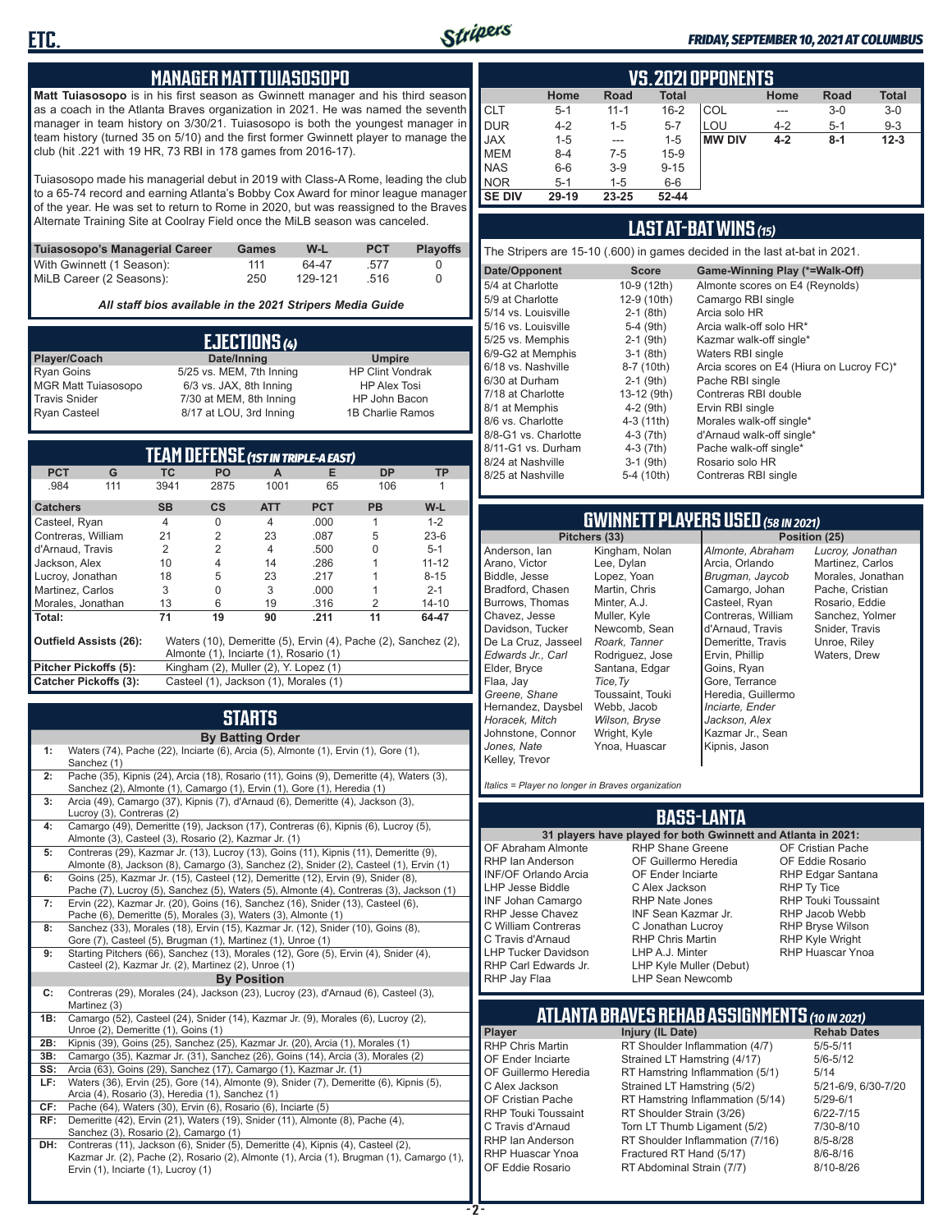## MANAGER MATT TUIASOSOPO

**Matt Tuiasosopo** is in his first season as Gwinnett manager and his third season as a coach in the Atlanta Braves organization in 2021. He was named the seventh manager in team history on 3/30/21. Tuiasosopo is both the youngest manager in team history (turned 35 on 5/10) and the first former Gwinnett player to manage the club (hit .221 with 19 HR, 73 RBI in 178 games from 2016-17).

Tuiasosopo made his managerial debut in 2019 with Class-A Rome, leading the club to a 65-74 record and earning Atlanta's Bobby Cox Award for minor league manager of the year. He was set to return to Rome in 2020, but was reassigned to the Braves Alternate Training Site at Coolray Field once the MiLB season was canceled.

| Tuiasosopo's Managerial Career | Games | W-L | PCT | Playoffs |
|---|---|---|---|---|
| With Gwinnett (1 Season): | 111 | 64-47 | .577 | 0 |
| MiLB Career (2 Seasons): | 250 | 129-121 | .516 | 0 |

*All staff bios available in the 2021 Stripers Media Guide*

## EJECTIONS (4)

| Player/Coach | Date/Inning | Umpire |
|---|---|---|
| Ryan Goins | 5/25 vs. MEM, 7th Inning | HP Clint Vondrak |
| MGR Matt Tuiasosopo | 6/3 vs. JAX, 8th Inning | HP Alex Tosi |
| Travis Snider | 7/30 at MEM, 8th Inning | HP John Bacon |
| Ryan Casteel | 8/17 at LOU, 3rd Inning | 1B Charlie Ramos |

## TEAM DEFENSE (1ST IN TRIPLE-A EAST)

| PCT | G | TC | PO | A | E | DP | TP |
|---|---|---|---|---|---|---|---|
| .984 | 111 | 3941 | 2875 | 1001 | 65 | 106 | 1 |

| Catchers | SB | CS | ATT | PCT | PB | W-L |
|---|---|---|---|---|---|---|
| Casteel, Ryan | 4 | 0 | 4 | .000 | 1 | 1-2 |
| Contreras, William | 21 | 2 | 23 | .087 | 5 | 23-6 |
| d'Arnaud, Travis | 2 | 2 | 4 | .500 | 0 | 5-1 |
| Jackson, Alex | 10 | 4 | 14 | .286 | 1 | 11-12 |
| Lucroy, Jonathan | 18 | 5 | 23 | .217 | 1 | 8-15 |
| Martinez, Carlos | 3 | 0 | 3 | .000 | 1 | 2-1 |
| Morales, Jonathan | 13 | 6 | 19 | .316 | 2 | 14-10 |
| **Total:** | **71** | **19** | **90** | **.211** | **11** | **64-47** |

**Outfield Assists (26):** Waters (10), Demeritte (5), Ervin (4), Pache (2), Sanchez (2), Almonte (1), Inciarte (1), Rosario (1)

**Pitcher Pickoffs (5):** Kingham (2), Muller (2), Y. Lopez (1)

**Catcher Pickoffs (3):** Casteel (1), Jackson (1), Morales (1)

## STARTS

**By Batting Order**

| | |
|---|---|
| 1: | Waters (74), Pache (22), Inciarte (6), Arcia (5), Almonte (1), Ervin (1), Gore (1), Sanchez (1) |
| 2: | Pache (35), Kipnis (24), Arcia (18), Rosario (11), Goins (9), Demeritte (4), Waters (3), Sanchez (2), Almonte (1), Camargo (1), Ervin (1), Gore (1), Heredia (1) |
| 3: | Arcia (49), Camargo (37), Kipnis (7), d'Arnaud (6), Demeritte (4), Jackson (3), Lucroy (3), Contreras (2) |
| 4: | Camargo (49), Demeritte (19), Jackson (17), Contreras (6), Kipnis (6), Lucroy (5), Almonte (3), Casteel (3), Rosario (2), Kazmar Jr. (1) |
| 5: | Contreras (29), Kazmar Jr. (13), Lucroy (13), Goins (11), Kipnis (11), Demeritte (9), Almonte (8), Jackson (8), Camargo (3), Sanchez (2), Snider (2), Casteel (1), Ervin (1) |
| 6: | Goins (25), Kazmar Jr. (15), Casteel (12), Demeritte (12), Ervin (9), Snider (8), Pache (7), Lucroy (5), Sanchez (5), Waters (5), Almonte (4), Contreras (3), Jackson (1) |
| 7: | Ervin (22), Kazmar Jr. (20), Goins (16), Sanchez (16), Snider (13), Casteel (6), Pache (6), Demeritte (5), Morales (3), Waters (3), Almonte (1) |
| 8: | Sanchez (33), Morales (18), Ervin (15), Kazmar Jr. (12), Snider (10), Goins (8), Gore (7), Casteel (5), Brugman (1), Martinez (1), Unroe (1) |
| 9: | Starting Pitchers (66), Sanchez (13), Morales (12), Gore (5), Ervin (4), Snider (4), Casteel (2), Kazmar Jr. (2), Martinez (2), Unroe (1) |

**By Position**

| | |
|---|---|
| C: | Contreras (29), Morales (24), Jackson (23), Lucroy (23), d'Arnaud (6), Casteel (3), Martinez (3) |
| 1B: | Camargo (52), Casteel (24), Snider (14), Kazmar Jr. (9), Morales (6), Lucroy (2), Unroe (2), Demeritte (1), Goins (1) |
| 2B: | Kipnis (39), Goins (25), Sanchez (25), Kazmar Jr. (20), Arcia (1), Morales (1) |
| 3B: | Camargo (35), Kazmar Jr. (31), Sanchez (26), Goins (14), Arcia (3), Morales (2) |
| SS: | Arcia (63), Goins (29), Sanchez (17), Camargo (1), Kazmar Jr. (1) |
| LF: | Waters (36), Ervin (25), Gore (14), Almonte (9), Snider (7), Demeritte (6), Kipnis (5), Arcia (4), Rosario (3), Heredia (1), Sanchez (1) |
| CF: | Pache (64), Waters (30), Ervin (6), Rosario (6), Inciarte (5) |
| RF: | Demeritte (42), Ervin (21), Waters (19), Snider (11), Almonte (8), Pache (4), Sanchez (3), Rosario (2), Camargo (1) |
| DH: | Contreras (11), Jackson (6), Snider (5), Demeritte (4), Kipnis (4), Casteel (2), Kazmar Jr. (2), Pache (2), Rosario (2), Almonte (1), Arcia (1), Brugman (1), Camargo (1), Ervin (1), Inciarte (1), Lucroy (1) |

## VS. 2021 OPPONENTS

| | Home | Road | Total | | Home | Road | Total |
|---|---|---|---|---|---|---|---|
| CLT | 5-1 | 11-1 | 16-2 | COL | --- | 3-0 | 3-0 |
| DUR | 4-2 | 1-5 | 5-7 | LOU | 4-2 | 5-1 | 9-3 |
| JAX | 1-5 | --- | 1-5 | **MW DIV** | **4-2** | **8-1** | **12-3** |
| MEM | 8-4 | 7-5 | 15-9 | | | | |
| NAS | 6-6 | 3-9 | 9-15 | | | | |
| NOR | 5-1 | 1-5 | 6-6 | | | | |
| **SE DIV** | **29-19** | **23-25** | **52-44** | | | | |

## LAST AT-BAT WINS (15)

The Stripers are 15-10 (.600) in games decided in the last at-bat in 2021.

| Date/Opponent | Score | Game-Winning Play (*=Walk-Off) |
|---|---|---|
| 5/4 at Charlotte | 10-9 (12th) | Almonte scores on E4 (Reynolds) |
| 5/9 at Charlotte | 12-9 (10th) | Camargo RBI single |
| 5/14 vs. Louisville | 2-1 (8th) | Arcia solo HR |
| 5/16 vs. Louisville | 5-4 (9th) | Arcia walk-off solo HR* |
| 5/25 vs. Memphis | 2-1 (9th) | Kazmar walk-off single* |
| 6/9-G2 at Memphis | 3-1 (8th) | Waters RBI single |
| 6/18 vs. Nashville | 8-7 (10th) | Arcia scores on E4 (Hiura on Lucroy FC)* |
| 6/30 at Durham | 2-1 (9th) | Pache RBI single |
| 7/18 at Charlotte | 13-12 (9th) | Contreras RBI double |
| 8/1 at Memphis | 4-2 (9th) | Ervin RBI single |
| 8/6 vs. Charlotte | 4-3 (11th) | Morales walk-off single* |
| 8/8-G1 vs. Charlotte | 4-3 (7th) | d'Arnaud walk-off single* |
| 8/11-G1 vs. Durham | 4-3 (7th) | Pache walk-off single* |
| 8/24 at Nashville | 3-1 (9th) | Rosario solo HR |
| 8/25 at Nashville | 5-4 (10th) | Contreras RBI single |

## GWINNETT PLAYERS USED (58 IN 2021)

| Pitchers (33) | | Position (25) | |
|---|---|---|---|
| Anderson, Ian | Kingham, Nolan | *Almonte, Abraham* | *Lucroy, Jonathan* |
| Arano, Victor | Lee, Dylan | Arcia, Orlando | Martinez, Carlos |
| Biddle, Jesse | Lopez, Yoan | *Brugman, Jaycob* | Morales, Jonathan |
| Bradford, Chasen | Martin, Chris | Camargo, Johan | Pache, Cristian |
| Burrows, Thomas | Minter, A.J. | Casteel, Ryan | Rosario, Eddie |
| Chavez, Jesse | Muller, Kyle | Contreras, William | Sanchez, Yolmer |
| Davidson, Tucker | Newcomb, Sean | d'Arnaud, Travis | Snider, Travis |
| De La Cruz, Jasseel | *Roark, Tanner* | Demeritte, Travis | Unroe, Riley |
| *Edwards Jr., Carl* | Rodriguez, Jose | Ervin, Phillip | Waters, Drew |
| Elder, Bryce | Santana, Edgar | Goins, Ryan | |
| Flaa, Jay | *Tice, Ty* | Gore, Terrance | |
| *Greene, Shane* | Toussaint, Touki | Heredia, Guillermo | |
| Hernandez, Daysbel | Webb, Jacob | *Inciarte, Ender* | |
| *Horacek, Mitch* | *Wilson, Bryse* | *Jackson, Alex* | |
| Johnstone, Connor | Wright, Kyle | Kazmar Jr., Sean | |
| *Jones, Nate* | Ynoa, Huascar | Kipnis, Jason | |
| Kelley, Trevor | | | |

*Italics = Player no longer in Braves organization*

## BASS-LANTA

**31 players have played for both Gwinnett and Atlanta in 2021:**

| | | |
|---|---|---|
| OF Abraham Almonte | RHP Shane Greene | OF Cristian Pache |
| RHP Ian Anderson | OF Guillermo Heredia | OF Eddie Rosario |
| INF/OF Orlando Arcia | OF Ender Inciarte | RHP Edgar Santana |
| LHP Jesse Biddle | C Alex Jackson | RHP Ty Tice |
| INF Johan Camargo | RHP Nate Jones | RHP Touki Toussaint |
| RHP Jesse Chavez | INF Sean Kazmar Jr. | RHP Jacob Webb |
| C William Contreras | C Jonathan Lucroy | RHP Bryse Wilson |
| C Travis d'Arnaud | RHP Chris Martin | RHP Kyle Wright |
| LHP Tucker Davidson | LHP A.J. Minter | RHP Huascar Ynoa |
| RHP Carl Edwards Jr. | LHP Kyle Muller (Debut) | |
| RHP Jay Flaa | LHP Sean Newcomb | |

## ATLANTA BRAVES REHAB ASSIGNMENTS (10 IN 2021)

| Player | Injury (IL Date) | Rehab Dates |
|---|---|---|
| RHP Chris Martin | RT Shoulder Inflammation (4/7) | 5/5-5/11 |
| OF Ender Inciarte | Strained LT Hamstring (4/17) | 5/6-5/12 |
| OF Guillermo Heredia | RT Hamstring Inflammation (5/1) | 5/14 |
| C Alex Jackson | Strained LT Hamstring (5/2) | 5/21-6/9, 6/30-7/20 |
| OF Cristian Pache | RT Hamstring Inflammation (5/14) | 5/29-6/1 |
| RHP Touki Toussaint | RT Shoulder Strain (3/26) | 6/22-7/15 |
| C Travis d'Arnaud | Torn LT Thumb Ligament (5/2) | 7/30-8/10 |
| RHP Ian Anderson | RT Shoulder Inflammation (7/16) | 8/5-8/28 |
| RHP Huascar Ynoa | Fractured RT Hand (5/17) | 8/6-8/16 |
| OF Eddie Rosario | RT Abdominal Strain (7/7) | 8/10-8/26 |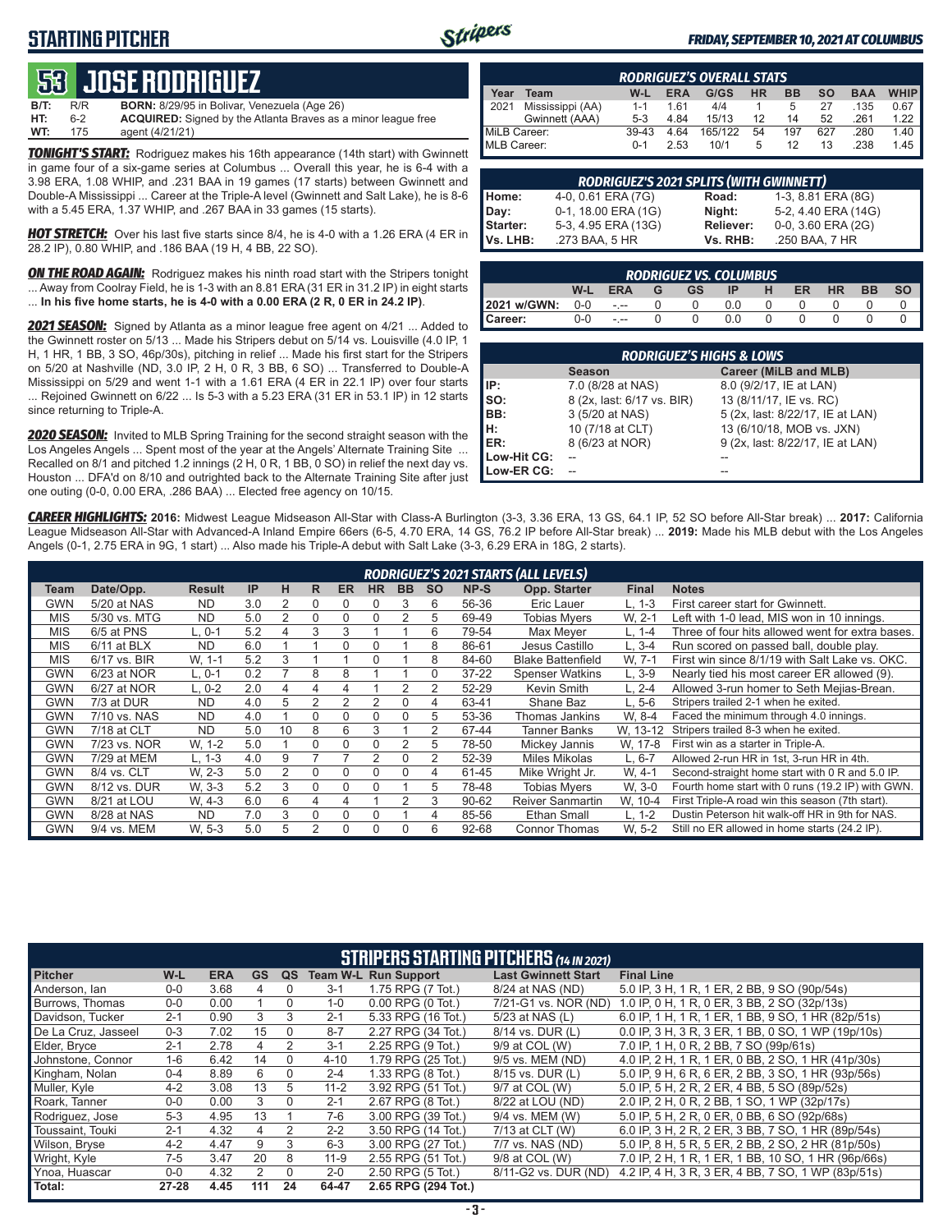## STARTING PITCHER

*FRIDAY, SEPTEMBER 10, 2021 AT COLUMBUS*

# 53 JOSE RODRIGUEZ

| | | |
|---|---|---|
| B/T: | R/R | **BORN:** 8/29/95 in Bolivar, Venezuela (Age 26) |
| HT: | 6-2 | **ACQUIRED:** Signed by the Atlanta Braves as a minor league free |
| WT: | 175 | agent (4/21/21) |

***TONIGHT'S START:*** Rodriguez makes his 16th appearance (14th start) with Gwinnett in game four of a six-game series at Columbus ... Overall this year, he is 6-4 with a 3.98 ERA, 1.08 WHIP, and .231 BAA in 19 games (17 starts) between Gwinnett and Double-A Mississippi ... Career at the Triple-A level (Gwinnett and Salt Lake), he is 8-6 with a 5.45 ERA, 1.37 WHIP, and .267 BAA in 33 games (15 starts).

***HOT STRETCH:*** Over his last five starts since 8/4, he is 4-0 with a 1.26 ERA (4 ER in 28.2 IP), 0.80 WHIP, and .186 BAA (19 H, 4 BB, 22 SO).

***ON THE ROAD AGAIN:*** Rodriguez makes his ninth road start with the Stripers tonight ... Away from Coolray Field, he is 1-3 with an 8.81 ERA (31 ER in 31.2 IP) in eight starts ... **In his five home starts, he is 4-0 with a 0.00 ERA (2 R, 0 ER in 24.2 IP)**.

***2021 SEASON:*** Signed by Atlanta as a minor league free agent on 4/21 ... Added to the Gwinnett roster on 5/13 ... Made his Stripers debut on 5/14 vs. Louisville (4.0 IP, 1 H, 1 HR, 1 BB, 3 SO, 46p/30s), pitching in relief ... Made his first start for the Stripers on 5/20 at Nashville (ND, 3.0 IP, 2 H, 0 R, 3 BB, 6 SO) ... Transferred to Double-A Mississippi on 5/29 and went 1-1 with a 1.61 ERA (4 ER in 22.1 IP) over four starts ... Rejoined Gwinnett on 6/22 ... Is 5-3 with a 5.23 ERA (31 ER in 53.1 IP) in 12 starts since returning to Triple-A.

***2020 SEASON:*** Invited to MLB Spring Training for the second straight season with the Los Angeles Angels ... Spent most of the year at the Angels' Alternate Training Site ... Recalled on 8/1 and pitched 1.2 innings (2 H, 0 R, 1 BB, 0 SO) in relief the next day vs. Houston ... DFA'd on 8/10 and outrighted back to the Alternate Training Site after just one outing (0-0, 0.00 ERA, .286 BAA) ... Elected free agency on 10/15.

### RODRIGUEZ'S OVERALL STATS

| Year | Team | W-L | ERA | G/GS | HR | BB | SO | BAA | WHIP |
|---|---|---|---|---|---|---|---|---|---|
| 2021 | Mississippi (AA) | 1-1 | 1.61 | 4/4 | 1 | 5 | 27 | .135 | 0.67 |
| | Gwinnett (AAA) | 5-3 | 4.84 | 15/13 | 12 | 14 | 52 | .261 | 1.22 |
| MiLB Career: | | 39-43 | 4.64 | 165/122 | 54 | 197 | 627 | .280 | 1.40 |
| MLB Career: | | 0-1 | 2.53 | 10/1 | 5 | 12 | 13 | .238 | 1.45 |

### RODRIGUEZ'S 2021 SPLITS (WITH GWINNETT)

| | | | |
|---|---|---|---|
| Home: | 4-0, 0.61 ERA (7G) | Road: | 1-3, 8.81 ERA (8G) |
| Day: | 0-1, 18.00 ERA (1G) | Night: | 5-2, 4.40 ERA (14G) |
| Starter: | 5-3, 4.95 ERA (13G) | Reliever: | 0-0, 3.60 ERA (2G) |
| Vs. LHB: | .273 BAA, 5 HR | Vs. RHB: | .250 BAA, 7 HR |

### RODRIGUEZ VS. COLUMBUS

| | W-L | ERA | G | GS | IP | H | ER | HR | BB | SO |
|---|---|---|---|---|---|---|---|---|---|---|
| 2021 w/GWN: | 0-0 | -.-- | 0 | 0 | 0.0 | 0 | 0 | 0 | 0 | 0 |
| Career: | 0-0 | -.-- | 0 | 0 | 0.0 | 0 | 0 | 0 | 0 | 0 |

### RODRIGUEZ'S HIGHS & LOWS

| | Season | Career (MiLB and MLB) |
|---|---|---|
| IP: | 7.0 (8/28 at NAS) | 8.0 (9/2/17, IE at LAN) |
| SO: | 8 (2x, last: 6/17 vs. BIR) | 13 (8/11/17, IE vs. RC) |
| BB: | 3 (5/20 at NAS) | 5 (2x, last: 8/22/17, IE at LAN) |
| H: | 10 (7/18 at CLT) | 13 (6/10/18, MOB vs. JXN) |
| ER: | 8 (6/23 at NOR) | 9 (2x, last: 8/22/17, IE at LAN) |
| Low-Hit CG: | -- | -- |
| Low-ER CG: | -- | -- |

***CAREER HIGHLIGHTS:*** **2016:** Midwest League Midseason All-Star with Class-A Burlington (3-3, 3.36 ERA, 14 GS, 64.1 IP, 52 SO before All-Star break) ... **2017:** California League Midseason All-Star with Advanced-A Inland Empire 66ers (6-5, 4.70 ERA, 14 GS, 76.2 IP before All-Star break) ... **2019:** Made his MLB debut with the Los Angeles Angels (0-1, 2.75 ERA in 9G, 1 start) ... Also made his Triple-A debut with Salt Lake (3-3, 6.29 ERA in 18G, 2 starts).

### RODRIGUEZ'S 2021 STARTS (ALL LEVELS)

| Team | Date/Opp. | Result | IP | H | R | ER | HR | BB | SO | NP-S | Opp. Starter | Final | Notes |
|---|---|---|---|---|---|---|---|---|---|---|---|---|---|
| GWN | 5/20 at NAS | ND | 3.0 | 2 | 0 | 0 | 0 | 3 | 6 | 56-36 | Eric Lauer | L, 1-3 | First career start for Gwinnett. |
| MIS | 5/30 vs. MTG | ND | 5.0 | 2 | 0 | 0 | 0 | 2 | 5 | 69-49 | Tobias Myers | W, 2-1 | Left with 1-0 lead, MIS won in 10 innings. |
| MIS | 6/5 at PNS | L, 0-1 | 5.2 | 4 | 3 | 3 | 1 | 1 | 6 | 79-54 | Max Meyer | L, 1-4 | Three of four hits allowed went for extra bases. |
| MIS | 6/11 at BLX | ND | 6.0 | 1 | 1 | 0 | 0 | 1 | 8 | 86-61 | Jesus Castillo | L, 3-4 | Run scored on passed ball, double play. |
| MIS | 6/17 vs. BIR | W, 1-1 | 5.2 | 3 | 1 | 1 | 0 | 1 | 8 | 84-60 | Blake Battenfield | W, 7-1 | First win since 8/1/19 with Salt Lake vs. OKC. |
| GWN | 6/23 at NOR | L, 0-1 | 0.2 | 7 | 8 | 8 | 1 | 1 | 0 | 37-22 | Spenser Watkins | L, 3-9 | Nearly tied his most career ER allowed (9). |
| GWN | 6/27 at NOR | L, 0-2 | 2.0 | 4 | 4 | 4 | 1 | 2 | 2 | 52-29 | Kevin Smith | L, 2-4 | Allowed 3-run homer to Seth Mejias-Brean. |
| GWN | 7/3 at DUR | ND | 4.0 | 5 | 2 | 2 | 2 | 0 | 4 | 63-41 | Shane Baz | L, 5-6 | Stripers trailed 2-1 when he exited. |
| GWN | 7/10 vs. NAS | ND | 4.0 | 1 | 0 | 0 | 0 | 0 | 5 | 53-36 | Thomas Jankins | W, 8-4 | Faced the minimum through 4.0 innings. |
| GWN | 7/18 at CLT | ND | 5.0 | 10 | 8 | 6 | 3 | 1 | 2 | 67-44 | Tanner Banks | W, 13-12 | Stripers trailed 8-3 when he exited. |
| GWN | 7/23 vs. NOR | W, 1-2 | 5.0 | 1 | 0 | 0 | 0 | 2 | 5 | 78-50 | Mickey Jannis | W, 17-8 | First win as a starter in Triple-A. |
| GWN | 7/29 at MEM | L, 1-3 | 4.0 | 9 | 7 | 7 | 2 | 0 | 2 | 52-39 | Miles Mikolas | L, 6-7 | Allowed 2-run HR in 1st, 3-run HR in 4th. |
| GWN | 8/4 vs. CLT | W, 2-3 | 5.0 | 2 | 0 | 0 | 0 | 0 | 4 | 61-45 | Mike Wright Jr. | W, 4-1 | Second-straight home start with 0 R and 5.0 IP. |
| GWN | 8/12 vs. DUR | W, 3-3 | 5.2 | 3 | 0 | 0 | 0 | 1 | 5 | 78-48 | Tobias Myers | W, 3-0 | Fourth home start with 0 runs (19.2 IP) with GWN. |
| GWN | 8/21 at LOU | W, 4-3 | 6.0 | 6 | 4 | 4 | 1 | 2 | 3 | 90-62 | Reiver Sanmartin | W, 10-4 | First Triple-A road win this season (7th start). |
| GWN | 8/28 at NAS | ND | 7.0 | 3 | 0 | 0 | 0 | 1 | 4 | 85-56 | Ethan Small | L, 1-2 | Dustin Peterson hit walk-off HR in 9th for NAS. |
| GWN | 9/4 vs. MEM | W, 5-3 | 5.0 | 5 | 2 | 0 | 0 | 0 | 6 | 92-68 | Connor Thomas | W, 5-2 | Still no ER allowed in home starts (24.2 IP). |

### STRIPERS STARTING PITCHERS (14 IN 2021)

| Pitcher | W-L | ERA | GS | QS | Team W-L | Run Support | Last Gwinnett Start | Final Line |
|---|---|---|---|---|---|---|---|---|
| Anderson, Ian | 0-0 | 3.68 | 4 | 0 | 3-1 | 1.75 RPG (7 Tot.) | 8/24 at NAS (ND) | 5.0 IP, 3 H, 1 R, 1 ER, 2 BB, 9 SO (90p/54s) |
| Burrows, Thomas | 0-0 | 0.00 | 1 | 0 | 1-0 | 0.00 RPG (0 Tot.) | 7/21-G1 vs. NOR (ND) | 1.0 IP, 0 H, 1 R, 0 ER, 3 BB, 2 SO (32p/13s) |
| Davidson, Tucker | 2-1 | 0.90 | 3 | 3 | 2-1 | 5.33 RPG (16 Tot.) | 5/23 at NAS (L) | 6.0 IP, 1 H, 1 R, 1 ER, 1 BB, 9 SO, 1 HR (82p/51s) |
| De La Cruz, Jasseel | 0-3 | 7.02 | 15 | 0 | 8-7 | 2.27 RPG (34 Tot.) | 8/14 vs. DUR (L) | 0.0 IP, 3 H, 3 R, 3 ER, 1 BB, 0 SO, 1 WP (19p/10s) |
| Elder, Bryce | 2-1 | 2.78 | 4 | 2 | 3-1 | 2.25 RPG (9 Tot.) | 9/9 at COL (W) | 7.0 IP, 1 H, 0 R, 2 BB, 7 SO (99p/61s) |
| Johnstone, Connor | 1-6 | 6.42 | 14 | 0 | 4-10 | 1.79 RPG (25 Tot.) | 9/5 vs. MEM (ND) | 4.0 IP, 2 H, 1 R, 1 ER, 0 BB, 2 SO, 1 HR (41p/30s) |
| Kingham, Nolan | 0-4 | 8.89 | 6 | 0 | 2-4 | 1.33 RPG (8 Tot.) | 8/15 vs. DUR (L) | 5.0 IP, 9 H, 6 R, 6 ER, 2 BB, 3 SO, 1 HR (93p/56s) |
| Muller, Kyle | 4-2 | 3.08 | 13 | 5 | 11-2 | 3.92 RPG (51 Tot.) | 9/7 at COL (W) | 5.0 IP, 5 H, 2 R, 2 ER, 4 BB, 5 SO (89p/52s) |
| Roark, Tanner | 0-0 | 0.00 | 3 | 0 | 2-1 | 2.67 RPG (8 Tot.) | 8/22 at LOU (ND) | 2.0 IP, 2 H, 0 R, 2 BB, 1 SO, 1 WP (32p/17s) |
| Rodriguez, Jose | 5-3 | 4.95 | 13 | 1 | 7-6 | 3.00 RPG (39 Tot.) | 9/4 vs. MEM (W) | 5.0 IP, 5 H, 2 R, 0 ER, 0 BB, 6 SO (92p/68s) |
| Toussaint, Touki | 2-1 | 4.32 | 4 | 2 | 2-2 | 3.50 RPG (14 Tot.) | 7/13 at CLT (W) | 6.0 IP, 3 H, 2 R, 2 ER, 3 BB, 7 SO, 1 HR (89p/54s) |
| Wilson, Bryse | 4-2 | 4.47 | 9 | 3 | 6-3 | 3.00 RPG (27 Tot.) | 7/7 vs. NAS (ND) | 5.0 IP, 8 H, 5 R, 5 ER, 2 BB, 2 SO, 2 HR (81p/50s) |
| Wright, Kyle | 7-5 | 3.47 | 20 | 8 | 11-9 | 2.55 RPG (51 Tot.) | 9/8 at COL (W) | 7.0 IP, 2 H, 1 R, 1 ER, 1 BB, 10 SO, 1 HR (96p/66s) |
| Ynoa, Huascar | 0-0 | 4.32 | 2 | 0 | 2-0 | 2.50 RPG (5 Tot.) | 8/11-G2 vs. DUR (ND) | 4.2 IP, 4 H, 3 R, 3 ER, 4 BB, 7 SO, 1 WP (83p/51s) |
| **Total:** | **27-28** | **4.45** | **111** | **24** | **64-47** | **2.65 RPG (294 Tot.)** | | |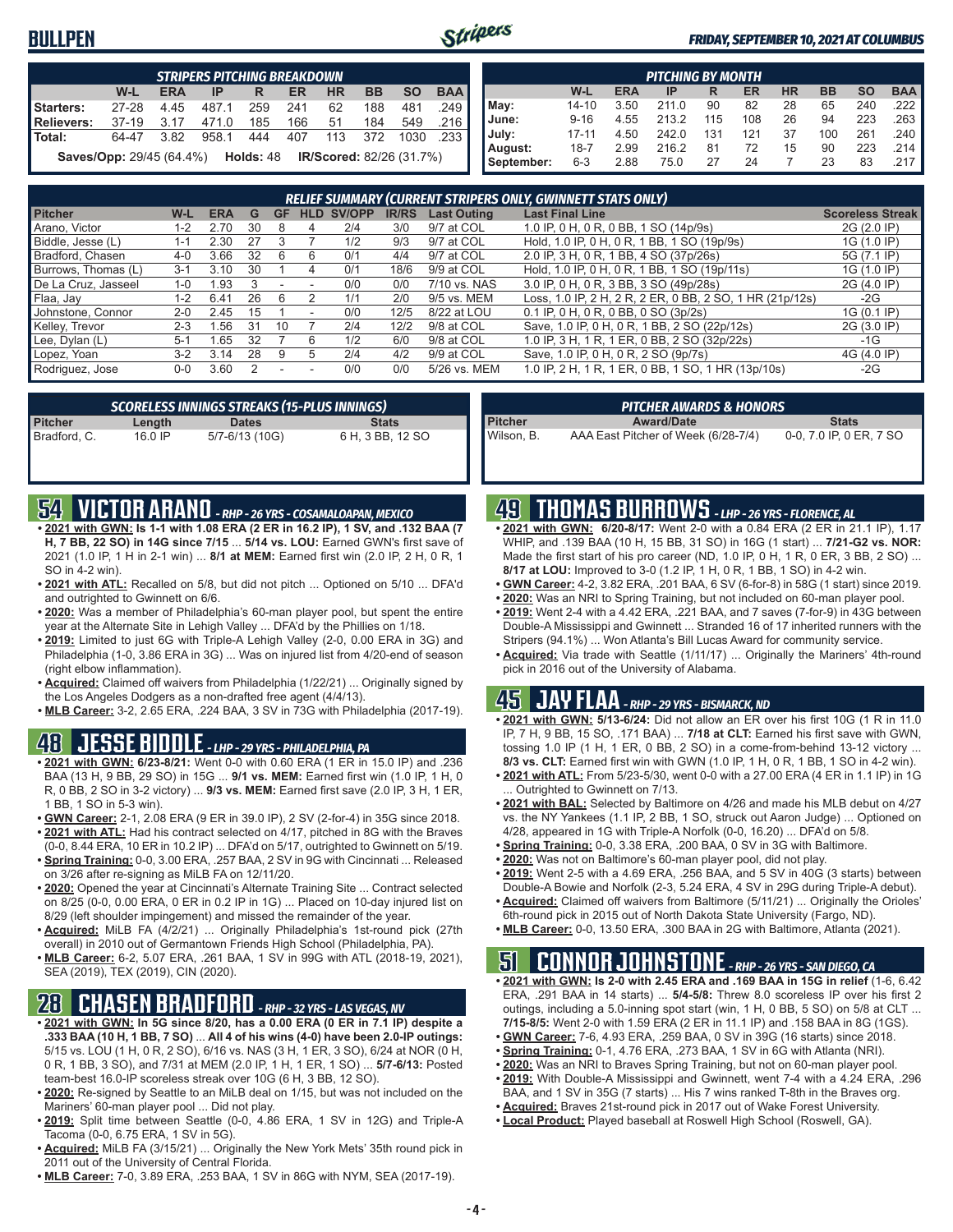# BULLPEN

*FRIDAY, SEPTEMBER 10, 2021 AT COLUMBUS*

| STRIPERS PITCHING BREAKDOWN | W-L | ERA | IP | R | ER | HR | BB | SO | BAA |
|---|---|---|---|---|---|---|---|---|---|
| Starters: | 27-28 | 4.45 | 487.1 | 259 | 241 | 62 | 188 | 481 | .249 |
| Relievers: | 37-19 | 3.17 | 471.0 | 185 | 166 | 51 | 184 | 549 | .216 |
| Total: | 64-47 | 3.82 | 958.1 | 444 | 407 | 113 | 372 | 1030 | .233 |

**Saves/Opp:** 29/45 (64.4%) **Holds:** 48 **IR/Scored:** 82/26 (31.7%)

| PITCHING BY MONTH | W-L | ERA | IP | R | ER | HR | BB | SO | BAA |
|---|---|---|---|---|---|---|---|---|---|
| May: | 14-10 | 3.50 | 211.0 | 90 | 82 | 28 | 65 | 240 | .222 |
| June: | 9-16 | 4.55 | 213.2 | 115 | 108 | 26 | 94 | 223 | .263 |
| July: | 17-11 | 4.50 | 242.0 | 131 | 121 | 37 | 100 | 261 | .240 |
| August: | 18-7 | 2.99 | 216.2 | 81 | 72 | 15 | 90 | 223 | .214 |
| September: | 6-3 | 2.88 | 75.0 | 27 | 24 | 7 | 23 | 83 | .217 |

### RELIEF SUMMARY (CURRENT STRIPERS ONLY, GWINNETT STATS ONLY)

| Pitcher | W-L | ERA | G | GF | HLD | SV/OPP | IR/RS | Last Outing | Last Final Line | Scoreless Streak |
|---|---|---|---|---|---|---|---|---|---|---|
| Arano, Victor | 1-2 | 2.70 | 30 | 8 | 4 | 2/4 | 3/0 | 9/7 at COL | 1.0 IP, 0 H, 0 R, 0 BB, 1 SO (14p/9s) | 2G (2.0 IP) |
| Biddle, Jesse (L) | 1-1 | 2.30 | 27 | 3 | 7 | 1/2 | 9/3 | 9/7 at COL | Hold, 1.0 IP, 0 H, 0 R, 1 BB, 1 SO (19p/9s) | 1G (1.0 IP) |
| Bradford, Chasen | 4-0 | 3.66 | 32 | 6 | 6 | 0/1 | 4/4 | 9/7 at COL | 2.0 IP, 3 H, 0 R, 1 BB, 4 SO (37p/26s) | 5G (7.1 IP) |
| Burrows, Thomas (L) | 3-1 | 3.10 | 30 | 1 | 4 | 0/1 | 18/6 | 9/9 at COL | Hold, 1.0 IP, 0 H, 0 R, 1 BB, 1 SO (19p/11s) | 1G (1.0 IP) |
| De La Cruz, Jasseel | 1-0 | 1.93 | 3 | - | - | 0/0 | 0/0 | 7/10 vs. NAS | 3.0 IP, 0 H, 0 R, 3 BB, 3 SO (49p/28s) | 2G (4.0 IP) |
| Flaa, Jay | 1-2 | 6.41 | 26 | 6 | 2 | 1/1 | 2/0 | 9/5 vs. MEM | Loss, 1.0 IP, 2 H, 2 R, 2 ER, 0 BB, 2 SO, 1 HR (21p/12s) | -2G |
| Johnstone, Connor | 2-0 | 2.45 | 15 | 1 | - | 0/0 | 12/5 | 8/22 at LOU | 0.1 IP, 0 H, 0 R, 0 BB, 0 SO (3p/2s) | 1G (0.1 IP) |
| Kelley, Trevor | 2-3 | 1.56 | 31 | 10 | 7 | 2/4 | 12/2 | 9/8 at COL | Save, 1.0 IP, 0 H, 0 R, 1 BB, 2 SO (22p/12s) | 2G (3.0 IP) |
| Lee, Dylan (L) | 5-1 | 1.65 | 32 | 7 | 6 | 1/2 | 6/0 | 9/8 at COL | 1.0 IP, 3 H, 1 R, 1 ER, 0 BB, 2 SO (32p/22s) | -1G |
| Lopez, Yoan | 3-2 | 3.14 | 28 | 9 | 5 | 2/4 | 4/2 | 9/9 at COL | Save, 1.0 IP, 0 H, 0 R, 2 SO (9p/7s) | 4G (4.0 IP) |
| Rodriguez, Jose | 0-0 | 3.60 | 2 | - | - | 0/0 | 0/0 | 5/26 vs. MEM | 1.0 IP, 2 H, 1 R, 1 ER, 0 BB, 1 SO, 1 HR (13p/10s) | -2G |

### SCORELESS INNINGS STREAKS (15-PLUS INNINGS)

| Pitcher | Length | Dates | Stats |
|---|---|---|---|
| Bradford, C. | 16.0 IP | 5/7-6/13 (10G) | 6 H, 3 BB, 12 SO |

### PITCHER AWARDS & HONORS

| Pitcher | Award/Date | Stats |
|---|---|---|
| Wilson, B. | AAA East Pitcher of Week (6/28-7/4) | 0-0, 7.0 IP, 0 ER, 7 SO |

## 54 VICTOR ARANO - RHP - 26 YRS - COSAMALOAPAN, MEXICO

- **2021 with GWN: Is 1-1 with 1.08 ERA (2 ER in 16.2 IP), 1 SV, and .132 BAA (7 H, 7 BB, 22 SO) in 14G since 7/15** ... **5/14 vs. LOU:** Earned GWN's first save of 2021 (1.0 IP, 1 H in 2-1 win) ... **8/1 at MEM:** Earned first win (2.0 IP, 2 H, 0 R, 1 SO in 4-2 win).
- **2021 with ATL:** Recalled on 5/8, but did not pitch ... Optioned on 5/10 ... DFA'd and outrighted to Gwinnett on 6/6.
- **2020:** Was a member of Philadelphia's 60-man player pool, but spent the entire year at the Alternate Site in Lehigh Valley ... DFA'd by the Phillies on 1/18.
- **2019:** Limited to just 6G with Triple-A Lehigh Valley (2-0, 0.00 ERA in 3G) and Philadelphia (1-0, 3.86 ERA in 3G) ... Was on injured list from 4/20-end of season (right elbow inflammation).
- **Acquired:** Claimed off waivers from Philadelphia (1/22/21) ... Originally signed by the Los Angeles Dodgers as a non-drafted free agent (4/4/13).
- **MLB Career:** 3-2, 2.65 ERA, .224 BAA, 3 SV in 73G with Philadelphia (2017-19).

## 48 JESSE BIDDLE - LHP - 29 YRS - PHILADELPHIA, PA

- **2021 with GWN: 6/23-8/21:** Went 0-0 with 0.60 ERA (1 ER in 15.0 IP) and .236 BAA (13 H, 9 BB, 29 SO) in 15G ... **9/1 vs. MEM:** Earned first win (1.0 IP, 1 H, 0 R, 0 BB, 2 SO in 3-2 victory) ... **9/3 vs. MEM:** Earned first save (2.0 IP, 3 H, 1 ER, 1 BB, 1 SO in 5-3 win).
- **GWN Career:** 2-1, 2.08 ERA (9 ER in 39.0 IP), 2 SV (2-for-4) in 35G since 2018.
- **2021 with ATL:** Had his contract selected on 4/17, pitched in 8G with the Braves (0-0, 8.44 ERA, 10 ER in 10.2 IP) ... DFA'd on 5/17, outrighted to Gwinnett on 5/19.
- **Spring Training:** 0-0, 3.00 ERA, .257 BAA, 2 SV in 9G with Cincinnati ... Released on 3/26 after re-signing as MiLB FA on 12/11/20.
- **2020:** Opened the year at Cincinnati's Alternate Training Site ... Contract selected on 8/25 (0-0, 0.00 ERA, 0 ER in 0.2 IP in 1G) ... Placed on 10-day injured list on 8/29 (left shoulder impingement) and missed the remainder of the year.
- **Acquired:** MiLB FA (4/2/21) ... Originally Philadelphia's 1st-round pick (27th overall) in 2010 out of Germantown Friends High School (Philadelphia, PA).
- **MLB Career:** 6-2, 5.07 ERA, .261 BAA, 1 SV in 99G with ATL (2018-19, 2021), SEA (2019), TEX (2019), CIN (2020).

## 28 CHASEN BRADFORD - RHP - 32 YRS - LAS VEGAS, NV

- **2021 with GWN: In 5G since 8/20, has a 0.00 ERA (0 ER in 7.1 IP) despite a .333 BAA (10 H, 1 BB, 7 SO)** ... **All 4 of his wins (4-0) have been 2.0-IP outings:** 5/15 vs. LOU (1 H, 0 R, 2 SO), 6/16 vs. NAS (3 H, 1 ER, 3 SO), 6/24 at NOR (0 H, 0 R, 1 BB, 3 SO), and 7/31 at MEM (2.0 IP, 1 H, 1 ER, 1 SO) ... **5/7-6/13:** Posted team-best 16.0-IP scoreless streak over 10G (6 H, 3 BB, 12 SO).
- **2020:** Re-signed by Seattle to an MiLB deal on 1/15, but was not included on the Mariners' 60-man player pool ... Did not play.
- **2019:** Split time between Seattle (0-0, 4.86 ERA, 1 SV in 12G) and Triple-A Tacoma (0-0, 6.75 ERA, 1 SV in 5G).
- **Acquired:** MiLB FA (3/15/21) ... Originally the New York Mets' 35th round pick in 2011 out of the University of Central Florida.
- **MLB Career:** 7-0, 3.89 ERA, .253 BAA, 1 SV in 86G with NYM, SEA (2017-19).

## 49 THOMAS BURROWS - LHP - 26 YRS - FLORENCE, AL

- **2021 with GWN: 6/20-8/17:** Went 2-0 with a 0.84 ERA (2 ER in 21.1 IP), 1.17 WHIP, and .139 BAA (10 H, 15 BB, 31 SO) in 16G (1 start) ... **7/21-G2 vs. NOR:** Made the first start of his pro career (ND, 1.0 IP, 0 H, 1 R, 0 ER, 3 BB, 2 SO) ... **8/17 at LOU:** Improved to 3-0 (1.2 IP, 1 H, 0 R, 1 BB, 1 SO) in 4-2 win.
- **GWN Career:** 4-2, 3.82 ERA, .201 BAA, 6 SV (6-for-8) in 58G (1 start) since 2019.
- **2020:** Was an NRI to Spring Training, but not included on 60-man player pool.
- **2019:** Went 2-4 with a 4.42 ERA, .221 BAA, and 7 saves (7-for-9) in 43G between Double-A Mississippi and Gwinnett ... Stranded 16 of 17 inherited runners with the Stripers (94.1%) ... Won Atlanta's Bill Lucas Award for community service.
- **Acquired:** Via trade with Seattle (1/11/17) ... Originally the Mariners' 4th-round pick in 2016 out of the University of Alabama.

## 45 JAY FLAA - RHP - 29 YRS - BISMARCK, ND

- **2021 with GWN: 5/13-6/24:** Did not allow an ER over his first 10G (1 R in 11.0 IP, 7 H, 9 BB, 15 SO, .171 BAA) ... **7/18 at CLT:** Earned his first save with GWN, tossing 1.0 IP (1 H, 1 ER, 0 BB, 2 SO) in a come-from-behind 13-12 victory ... **8/3 vs. CLT:** Earned first win with GWN (1.0 IP, 1 H, 0 R, 1 BB, 1 SO in 4-2 win).
- **2021 with ATL:** From 5/23-5/30, went 0-0 with a 27.00 ERA (4 ER in 1.1 IP) in 1G ... Outrighted to Gwinnett on 7/13.
- **2021 with BAL:** Selected by Baltimore on 4/26 and made his MLB debut on 4/27 vs. the NY Yankees (1.1 IP, 2 BB, 1 SO, struck out Aaron Judge) ... Optioned on 4/28, appeared in 1G with Triple-A Norfolk (0-0, 16.20) ... DFA'd on 5/8.
- **Spring Training:** 0-0, 3.38 ERA, .200 BAA, 0 SV in 3G with Baltimore.
- **2020:** Was not on Baltimore's 60-man player pool, did not play.
- **2019:** Went 2-5 with a 4.69 ERA, .256 BAA, and 5 SV in 40G (3 starts) between Double-A Bowie and Norfolk (2-3, 5.24 ERA, 4 SV in 29G during Triple-A debut).
- **Acquired:** Claimed off waivers from Baltimore (5/11/21) ... Originally the Orioles' 6th-round pick in 2015 out of North Dakota State University (Fargo, ND).
- **MLB Career:** 0-0, 13.50 ERA, .300 BAA in 2G with Baltimore, Atlanta (2021).

## 51 CONNOR JOHNSTONE - RHP - 26 YRS - SAN DIEGO, CA

- **2021 with GWN: Is 2-0 with 2.45 ERA and .169 BAA in 15G in relief** (1-6, 6.42 ERA, .291 BAA in 14 starts) ... **5/4-5/8:** Threw 8.0 scoreless IP over his first 2 outings, including a 5.0-inning spot start (win, 1 H, 0 BB, 5 SO) on 5/8 at CLT ... **7/15-8/5:** Went 2-0 with 1.59 ERA (2 ER in 11.1 IP) and .158 BAA in 8G (1GS).
- **GWN Career:** 7-6, 4.93 ERA, .259 BAA, 0 SV in 39G (16 starts) since 2018.
- **Spring Training:** 0-1, 4.76 ERA, .273 BAA, 1 SV in 6G with Atlanta (NRI).
- **2020:** Was an NRI to Braves Spring Training, but not on 60-man player pool.
- **2019:** With Double-A Mississippi and Gwinnett, went 7-4 with a 4.24 ERA, .296 BAA, and 1 SV in 35G (7 starts) ... His 7 wins ranked T-8th in the Braves org.
- **Acquired:** Braves 21st-round pick in 2017 out of Wake Forest University.
- **Local Product:** Played baseball at Roswell High School (Roswell, GA).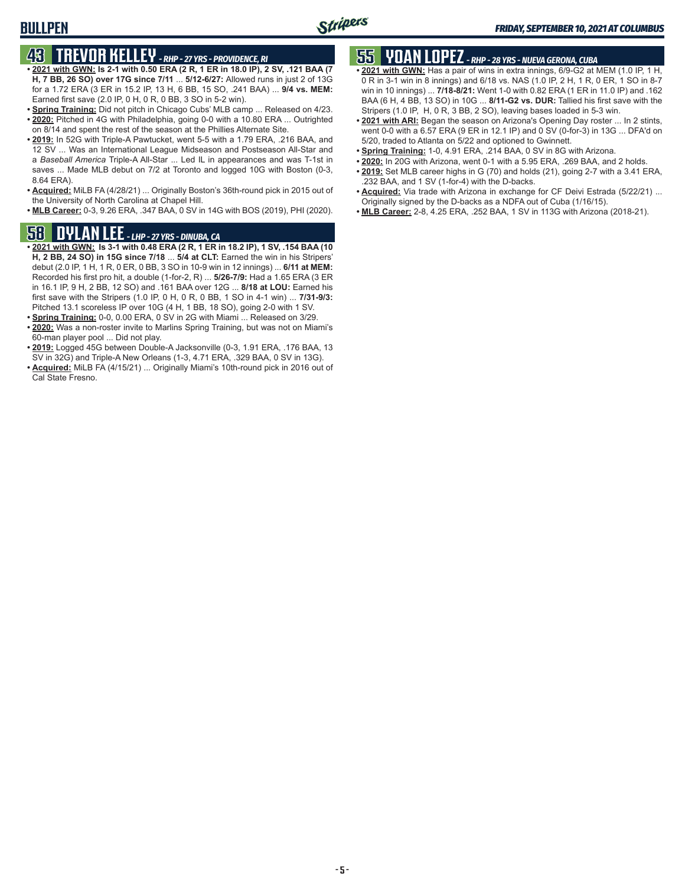# BULLPEN

## 43 TREVOR KELLEY - *RHP - 27 YRS - PROVIDENCE, RI*

- **2021 with GWN: Is 2-1 with 0.50 ERA (2 R, 1 ER in 18.0 IP), 2 SV, .121 BAA (7 H, 7 BB, 26 SO) over 17G since 7/11** ... **5/12-6/27:** Allowed runs in just 2 of 13G for a 1.72 ERA (3 ER in 15.2 IP, 13 H, 6 BB, 15 SO, .241 BAA) ... **9/4 vs. MEM:** Earned first save (2.0 IP, 0 H, 0 R, 0 BB, 3 SO in 5-2 win).
- **Spring Training:** Did not pitch in Chicago Cubs' MLB camp ... Released on 4/23.
- **2020:** Pitched in 4G with Philadelphia, going 0-0 with a 10.80 ERA ... Outrighted on 8/14 and spent the rest of the season at the Phillies Alternate Site.
- **2019:** In 52G with Triple-A Pawtucket, went 5-5 with a 1.79 ERA, .216 BAA, and 12 SV ... Was an International League Midseason and Postseason All-Star and a *Baseball America* Triple-A All-Star ... Led IL in appearances and was T-1st in saves ... Made MLB debut on 7/2 at Toronto and logged 10G with Boston (0-3, 8.64 ERA).
- **Acquired:** MiLB FA (4/28/21) ... Originally Boston's 36th-round pick in 2015 out of the University of North Carolina at Chapel Hill.
- **MLB Career:** 0-3, 9.26 ERA, .347 BAA, 0 SV in 14G with BOS (2019), PHI (2020).

## 58 DYLAN LEE - *LHP - 27 YRS - DINUBA, CA*

- **2021 with GWN: Is 3-1 with 0.48 ERA (2 R, 1 ER in 18.2 IP), 1 SV, .154 BAA (10 H, 2 BB, 24 SO) in 15G since 7/18** ... **5/4 at CLT:** Earned the win in his Stripers' debut (2.0 IP, 1 H, 1 R, 0 ER, 0 BB, 3 SO in 10-9 win in 12 innings) ... **6/11 at MEM:** Recorded his first pro hit, a double (1-for-2, R) ... **5/26-7/9:** Had a 1.65 ERA (3 ER in 16.1 IP, 9 H, 2 BB, 12 SO) and .161 BAA over 12G ... **8/18 at LOU:** Earned his first save with the Stripers (1.0 IP, 0 H, 0 R, 0 BB, 1 SO in 4-1 win) ... **7/31-9/3:** Pitched 13.1 scoreless IP over 10G (4 H, 1 BB, 18 SO), going 2-0 with 1 SV.
- **Spring Training:** 0-0, 0.00 ERA, 0 SV in 2G with Miami ... Released on 3/29.
- **2020:** Was a non-roster invite to Marlins Spring Training, but was not on Miami's 60-man player pool ... Did not play.
- **2019:** Logged 45G between Double-A Jacksonville (0-3, 1.91 ERA, .176 BAA, 13 SV in 32G) and Triple-A New Orleans (1-3, 4.71 ERA, .329 BAA, 0 SV in 13G).
- **Acquired:** MiLB FA (4/15/21) ... Originally Miami's 10th-round pick in 2016 out of Cal State Fresno.

## 55 YOAN LOPEZ - *RHP - 28 YRS - NUEVA GERONA, CUBA*

- **2021 with GWN:** Has a pair of wins in extra innings, 6/9-G2 at MEM (1.0 IP, 1 H, 0 R in 3-1 win in 8 innings) and 6/18 vs. NAS (1.0 IP, 2 H, 1 R, 0 ER, 1 SO in 8-7 win in 10 innings) ... **7/18-8/21:** Went 1-0 with 0.82 ERA (1 ER in 11.0 IP) and .162 BAA (6 H, 4 BB, 13 SO) in 10G ... **8/11-G2 vs. DUR:** Tallied his first save with the Stripers (1.0 IP, H, 0 R, 3 BB, 2 SO), leaving bases loaded in 5-3 win.
- **2021 with ARI:** Began the season on Arizona's Opening Day roster ... In 2 stints, went 0-0 with a 6.57 ERA (9 ER in 12.1 IP) and 0 SV (0-for-3) in 13G ... DFA'd on 5/20, traded to Atlanta on 5/22 and optioned to Gwinnett.
- **Spring Training:** 1-0, 4.91 ERA, .214 BAA, 0 SV in 8G with Arizona.
- **2020:** In 20G with Arizona, went 0-1 with a 5.95 ERA, .269 BAA, and 2 holds.
- **2019:** Set MLB career highs in G (70) and holds (21), going 2-7 with a 3.41 ERA, .232 BAA, and 1 SV (1-for-4) with the D-backs.
- **Acquired:** Via trade with Arizona in exchange for CF Deivi Estrada (5/22/21) ... Originally signed by the D-backs as a NDFA out of Cuba (1/16/15).
- **MLB Career:** 2-8, 4.25 ERA, .252 BAA, 1 SV in 113G with Arizona (2018-21).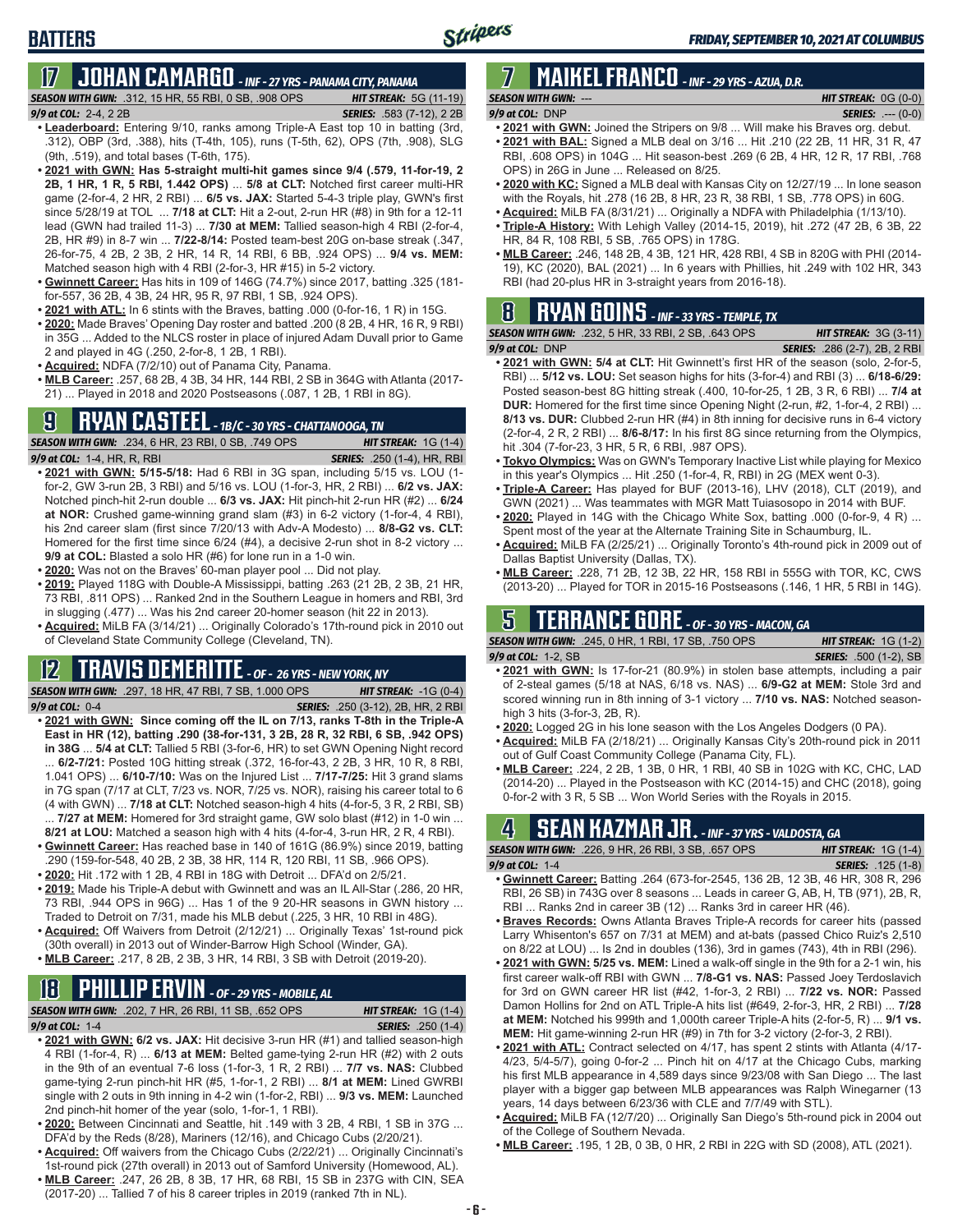## BATTERS

*FRIDAY, SEPTEMBER 10, 2021 AT COLUMBUS*

## 17 JOHAN CAMARGO - *INF - 27 YRS - PANAMA CITY, PANAMA*

***SEASON WITH GWN:*** .312, 15 HR, 55 RBI, 0 SB, .908 OPS — ***HIT STREAK:*** 5G (11-19)
***9/9 at COL:*** 2-4, 2 2B — ***SERIES:*** .583 (7-12), 2 2B

- **Leaderboard:** Entering 9/10, ranks among Triple-A East top 10 in batting (3rd, .312), OBP (3rd, .388), hits (T-4th, 105), runs (T-5th, 62), OPS (7th, .908), SLG (9th, .519), and total bases (T-6th, 175).
- **2021 with GWN: Has 5-straight multi-hit games since 9/4 (.579, 11-for-19, 2 2B, 1 HR, 1 R, 5 RBI, 1.442 OPS)** ... **5/8 at CLT:** Notched first career multi-HR game (2-for-4, 2 HR, 2 RBI) ... **6/5 vs. JAX:** Started 5-4-3 triple play, GWN's first since 5/28/19 at TOL ... **7/18 at CLT:** Hit a 2-out, 2-run HR (#8) in 9th for a 12-11 lead (GWN had trailed 11-3) ... **7/30 at MEM:** Tallied season-high 4 RBI (2-for-4, 2B, HR #9) in 8-7 win ... **7/22-8/14:** Posted team-best 20G on-base streak (.347, 26-for-75, 4 2B, 2 3B, 2 HR, 14 R, 14 RBI, 6 BB, .924 OPS) ... **9/4 vs. MEM:** Matched season high with 4 RBI (2-for-3, HR #15) in 5-2 victory.
- **Gwinnett Career:** Has hits in 109 of 146G (74.7%) since 2017, batting .325 (181-for-557, 36 2B, 4 3B, 24 HR, 95 R, 97 RBI, 1 SB, .924 OPS).
- **2021 with ATL:** In 6 stints with the Braves, batting .000 (0-for-16, 1 R) in 15G.
- **2020:** Made Braves' Opening Day roster and batted .200 (8 2B, 4 HR, 16 R, 9 RBI) in 35G ... Added to the NLCS roster in place of injured Adam Duvall prior to Game 2 and played in 4G (.250, 2-for-8, 1 2B, 1 RBI).
- **Acquired:** NDFA (7/2/10) out of Panama City, Panama.
- **MLB Career:** .257, 68 2B, 4 3B, 34 HR, 144 RBI, 2 SB in 364G with Atlanta (2017-21) ... Played in 2018 and 2020 Postseasons (.087, 1 2B, 1 RBI in 8G).

## 9 RYAN CASTEEL - *1B/C - 30 YRS - CHATTANOOGA, TN*

***SEASON WITH GWN:*** .234, 6 HR, 23 RBI, 0 SB, .749 OPS — ***HIT STREAK:*** 1G (1-4)
***9/9 at COL:*** 1-4, HR, R, RBI — ***SERIES:*** .250 (1-4), HR, RBI

- **2021 with GWN: 5/15-5/18:** Had 6 RBI in 3G span, including 5/15 vs. LOU (1-for-2, GW 3-run 2B, 3 RBI) and 5/16 vs. LOU (1-for-3, HR, 2 RBI) ... **6/2 vs. JAX:** Notched pinch-hit 2-run double ... **6/3 vs. JAX:** Hit pinch-hit 2-run HR (#2) ... **6/24 at NOR:** Crushed game-winning grand slam (#3) in 6-2 victory (1-for-4, 4 RBI), his 2nd career slam (first since 7/20/13 with Adv-A Modesto) ... **8/8-G2 vs. CLT:** Homered for the first time since 6/24 (#4), a decisive 2-run shot in 8-2 victory ... **9/9 at COL:** Blasted a solo HR (#6) for lone run in a 1-0 win.
- **2020:** Was not on the Braves' 60-man player pool ... Did not play.
- **2019:** Played 118G with Double-A Mississippi, batting .263 (21 2B, 2 3B, 21 HR, 73 RBI, .811 OPS) ... Ranked 2nd in the Southern League in homers and RBI, 3rd in slugging (.477) ... Was his 2nd career 20-homer season (hit 22 in 2013).
- **Acquired:** MiLB FA (3/14/21) ... Originally Colorado's 17th-round pick in 2010 out of Cleveland State Community College (Cleveland, TN).

## 12 TRAVIS DEMERITTE - *OF - 26 YRS - NEW YORK, NY*

***SEASON WITH GWN:*** .297, 18 HR, 47 RBI, 7 SB, 1.000 OPS — ***HIT STREAK:*** -1G (0-4)
***9/9 at COL:*** 0-4 — ***SERIES:*** .250 (3-12), 2B, HR, 2 RBI

- **2021 with GWN: Since coming off the IL on 7/13, ranks T-8th in the Triple-A East in HR (12), batting .290 (38-for-131, 3 2B, 28 R, 32 RBI, 6 SB, .942 OPS) in 38G** ... **5/4 at CLT:** Tallied 5 RBI (3-for-6, HR) to set GWN Opening Night record ... **6/2-7/21:** Posted 10G hitting streak (.372, 16-for-43, 2 2B, 3 HR, 10 R, 8 RBI, 1.041 OPS) ... **6/10-7/10:** Was on the Injured List ... **7/17-7/25:** Hit 3 grand slams in 7G span (7/17 at CLT, 7/23 vs. NOR, 7/25 vs. NOR), raising his career total to 6 (4 with GWN) ... **7/18 at CLT:** Notched season-high 4 hits (4-for-5, 3 R, 2 RBI, SB) ... **7/27 at MEM:** Homered for 3rd straight game, GW solo blast (#12) in 1-0 win ... **8/21 at LOU:** Matched a season high with 4 hits (4-for-4, 3-run HR, 2 R, 4 RBI).
- **Gwinnett Career:** Has reached base in 140 of 161G (86.9%) since 2019, batting .290 (159-for-548, 40 2B, 2 3B, 38 HR, 114 R, 120 RBI, 11 SB, .966 OPS).
- **2020:** Hit .172 with 1 2B, 4 RBI in 18G with Detroit ... DFA'd on 2/5/21.
- **2019:** Made his Triple-A debut with Gwinnett and was an IL All-Star (.286, 20 HR, 73 RBI, .944 OPS in 96G) ... Has 1 of the 9 20-HR seasons in GWN history ... Traded to Detroit on 7/31, made his MLB debut (.225, 3 HR, 10 RBI in 48G).
- **Acquired:** Off Waivers from Detroit (2/12/21) ... Originally Texas' 1st-round pick (30th overall) in 2013 out of Winder-Barrow High School (Winder, GA).
- **MLB Career:** .217, 8 2B, 2 3B, 3 HR, 14 RBI, 3 SB with Detroit (2019-20).

## 18 PHILLIP ERVIN - *OF - 29 YRS - MOBILE, AL*

***SEASON WITH GWN:*** .202, 7 HR, 26 RBI, 11 SB, .652 OPS — ***HIT STREAK:*** 1G (1-4)
***9/9 at COL:*** 1-4 — ***SERIES:*** .250 (1-4)

- **2021 with GWN: 6/2 vs. JAX:** Hit decisive 3-run HR (#1) and tallied season-high 4 RBI (1-for-4, R) ... **6/13 at MEM:** Belted game-tying 2-run HR (#2) with 2 outs in the 9th for an eventual 7-6 loss (1-for-3, 1 R, 2 RBI) ... **7/7 vs. NAS:** Clubbed game-tying 2-run pinch-hit HR (#5, 1-for-1, 2 RBI) ... **8/1 at MEM:** Lined GWRBI single with 2 outs in 9th inning in 4-2 win (1-for-2, RBI) ... **9/3 vs. MEM:** Launched 2nd pinch-hit homer of the year (solo, 1-for-1, 1 RBI).
- **2020:** Between Cincinnati and Seattle, hit .149 with 3 2B, 4 RBI, 1 SB in 37G ... DFA'd by the Reds (8/28), Mariners (12/16), and Chicago Cubs (2/20/21).
- **Acquired:** Off waivers from the Chicago Cubs (2/22/21) ... Originally Cincinnati's 1st-round pick (27th overall) in 2013 out of Samford University (Homewood, AL).
- **MLB Career:** .247, 26 2B, 8 3B, 17 HR, 68 RBI, 15 SB in 237G with CIN, SEA (2017-20) ... Tallied 7 of his 8 career triples in 2019 (ranked 7th in NL).

## 7 MAIKEL FRANCO - *INF - 29 YRS - AZUA, D.R.*

***SEASON WITH GWN:*** --- — ***HIT STREAK:*** 0G (0-0)
***9/9 at COL:*** DNP — ***SERIES:*** .--- (0-0)

- **2021 with GWN:** Joined the Stripers on 9/8 ... Will make his Braves org. debut.
- **2021 with BAL:** Signed a MLB deal on 3/16 ... Hit .210 (22 2B, 11 HR, 31 R, 47 RBI, .608 OPS) in 104G ... Hit season-best .269 (6 2B, 4 HR, 12 R, 17 RBI, .768 OPS) in 26G in June ... Released on 8/25.
- **2020 with KC:** Signed a MLB deal with Kansas City on 12/27/19 ... In lone season with the Royals, hit .278 (16 2B, 8 HR, 23 R, 38 RBI, 1 SB, .778 OPS) in 60G.
- **Acquired:** MiLB FA (8/31/21) ... Originally a NDFA with Philadelphia (1/13/10).
- **Triple-A History:** With Lehigh Valley (2014-15, 2019), hit .272 (47 2B, 6 3B, 22 HR, 84 R, 108 RBI, 5 SB, .765 OPS) in 178G.
- **MLB Career:** .246, 148 2B, 4 3B, 121 HR, 428 RBI, 4 SB in 820G with PHI (2014-19), KC (2020), BAL (2021) ... In 6 years with Phillies, hit .249 with 102 HR, 343 RBI (had 20-plus HR in 3-straight years from 2016-18).

## 8 RYAN GOINS - *INF - 33 YRS - TEMPLE, TX*

***SEASON WITH GWN:*** .232, 5 HR, 33 RBI, 2 SB, .643 OPS — ***HIT STREAK:*** 3G (3-11)
***9/9 at COL:*** DNP — ***SERIES:*** .286 (2-7), 2B, 2 RBI

- **2021 with GWN: 5/4 at CLT:** Hit Gwinnett's first HR of the season (solo, 2-for-5, RBI) ... **5/12 vs. LOU:** Set season highs for hits (3-for-4) and RBI (3) ... **6/18-6/29:** Posted season-best 8G hitting streak (.400, 10-for-25, 1 2B, 3 R, 6 RBI) ... **7/4 at DUR:** Homered for the first time since Opening Night (2-run, #2, 1-for-4, 2 RBI) ... **8/13 vs. DUR:** Clubbed 2-run HR (#4) in 8th inning for decisive runs in 6-4 victory (2-for-4, 2 R, 2 RBI) ... **8/6-8/17:** In his first 8G since returning from the Olympics, hit .304 (7-for-23, 3 HR, 5 R, 6 RBI, .987 OPS).
- **Tokyo Olympics:** Was on GWN's Temporary Inactive List while playing for Mexico in this year's Olympics ... Hit .250 (1-for-4, R, RBI) in 2G (MEX went 0-3).
- **Triple-A Career:** Has played for BUF (2013-16), LHV (2018), CLT (2019), and GWN (2021) ... Was teammates with MGR Matt Tuiasosopo in 2014 with BUF.
- **2020:** Played in 14G with the Chicago White Sox, batting .000 (0-for-9, 4 R) ... Spent most of the year at the Alternate Training Site in Schaumburg, IL.
- **Acquired:** MiLB FA (2/25/21) ... Originally Toronto's 4th-round pick in 2009 out of Dallas Baptist University (Dallas, TX).
- **MLB Career:** .228, 71 2B, 12 3B, 22 HR, 158 RBI in 555G with TOR, KC, CWS (2013-20) ... Played for TOR in 2015-16 Postseasons (.146, 1 HR, 5 RBI in 14G).

## 5 TERRANCE GORE - *OF - 30 YRS - MACON, GA*

***SEASON WITH GWN:*** .245, 0 HR, 1 RBI, 17 SB, .750 OPS — ***HIT STREAK:*** 1G (1-2)
***9/9 at COL:*** 1-2, SB — ***SERIES:*** .500 (1-2), SB

- **2021 with GWN:** Is 17-for-21 (80.9%) in stolen base attempts, including a pair of 2-steal games (5/18 at NAS, 6/18 vs. NAS) ... **6/9-G2 at MEM:** Stole 3rd and scored winning run in 8th inning of 3-1 victory ... **7/10 vs. NAS:** Notched season-high 3 hits (3-for-3, 2B, R).
- **2020:** Logged 2G in his lone season with the Los Angeles Dodgers (0 PA).
- **Acquired:** MiLB FA (2/18/21) ... Originally Kansas City's 20th-round pick in 2011 out of Gulf Coast Community College (Panama City, FL).
- **MLB Career:** .224, 2 2B, 1 3B, 0 HR, 1 RBI, 40 SB in 102G with KC, CHC, LAD (2014-20) ... Played in the Postseason with KC (2014-15) and CHC (2018), going 0-for-2 with 3 R, 5 SB ... Won World Series with the Royals in 2015.

## 4 SEAN KAZMAR JR. - *INF - 37 YRS - VALDOSTA, GA*

***SEASON WITH GWN:*** .226, 9 HR, 26 RBI, 3 SB, .657 OPS — ***HIT STREAK:*** 1G (1-4)
***9/9 at COL:*** 1-4 — ***SERIES:*** .125 (1-8)

- **Gwinnett Career:** Batting .264 (673-for-2545, 136 2B, 12 3B, 46 HR, 308 R, 296 RBI, 26 SB) in 743G over 8 seasons ... Leads in career G, AB, H, TB (971), 2B, R, RBI ... Ranks 2nd in career 3B (12) ... Ranks 3rd in career HR (46).
- **Braves Records:** Owns Atlanta Braves Triple-A records for career hits (passed Larry Whisenton's 657 on 7/31 at MEM) and at-bats (passed Chico Ruiz's 2,510 on 8/22 at LOU) ... Is 2nd in doubles (136), 3rd in games (743), 4th in RBI (296).
- **2021 with GWN: 5/25 vs. MEM:** Lined a walk-off single in the 9th for a 2-1 win, his first career walk-off RBI with GWN ... **7/8-G1 vs. NAS:** Passed Joey Terdoslavich for 3rd on GWN career HR list (#42, 1-for-3, 2 RBI) ... **7/22 vs. NOR:** Passed Damon Hollins for 2nd on ATL Triple-A hits list (#649, 2-for-3, HR, 2 RBI) ... **7/28 at MEM:** Notched his 999th and 1,000th career Triple-A hits (2-for-5, R) ... **9/1 vs. MEM:** Hit game-winning 2-run HR (#9) in 7th for 3-2 victory (2-for-3, 2 RBI).
- **2021 with ATL:** Contract selected on 4/17, has spent 2 stints with Atlanta (4/17-4/23, 5/4-5/7), going 0-for-2 ... Pinch hit on 4/17 at the Chicago Cubs, marking his first MLB appearance in 4,589 days since 9/23/08 with San Diego ... The last player with a bigger gap between MLB appearances was Ralph Winegarner (13 years, 14 days between 6/23/36 with CLE and 7/7/49 with STL).
- **Acquired:** MiLB FA (12/7/20) ... Originally San Diego's 5th-round pick in 2004 out of the College of Southern Nevada.
- **MLB Career:** .195, 1 2B, 0 3B, 0 HR, 2 RBI in 22G with SD (2008), ATL (2021).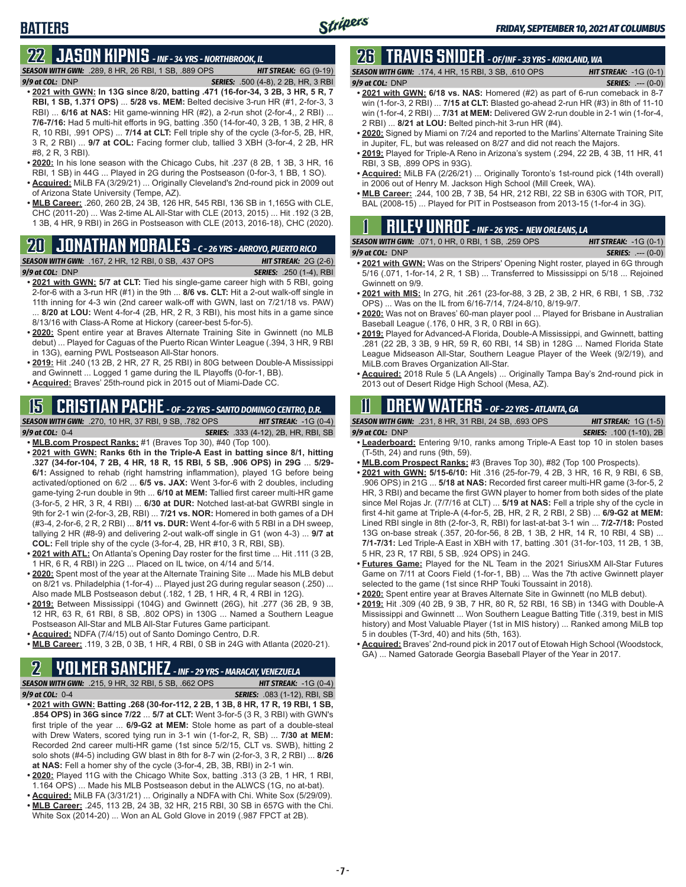## BATTERS

## 22 JASON KIPNIS - INF - 34 YRS - NORTHBROOK, IL

**SEASON WITH GWN:** .289, 8 HR, 26 RBI, 1 SB, .889 OPS **HIT STREAK:** 6G (9-19)
**9/9 at COL:** DNP **SERIES:** .500 (4-8), 2 2B, HR, 3 RBI

- **2021 with GWN: In 13G since 8/20, batting .471 (16-for-34, 3 2B, 3 HR, 5 R, 7 RBI, 1 SB, 1.371 OPS)** ... **5/28 vs. MEM:** Belted decisive 3-run HR (#1, 2-for-3, 3 RBI) ... **6/16 at NAS:** Hit game-winning HR (#2), a 2-run shot (2-for-4,, 2 RBI) ... **7/6-7/16:** Had 5 multi-hit efforts in 9G, batting .350 (14-for-40, 3 2B, 1 3B, 2 HR, 8 R, 10 RBI, .991 OPS) ... **7/14 at CLT:** Fell triple shy of the cycle (3-for-5, 2B, HR, 3 R, 2 RBI) ... **9/7 at COL:** Facing former club, tallied 3 XBH (3-for-4, 2 2B, HR #8, 2 R, 3 RBI).
- **2020:** In his lone season with the Chicago Cubs, hit .237 (8 2B, 1 3B, 3 HR, 16 RBI, 1 SB) in 44G ... Played in 2G during the Postseason (0-for-3, 1 BB, 1 SO).
- **Acquired:** MiLB FA (3/29/21) ... Originally Cleveland's 2nd-round pick in 2009 out of Arizona State University (Tempe, AZ).
- **MLB Career:** .260, 260 2B, 24 3B, 126 HR, 545 RBI, 136 SB in 1,165G with CLE, CHC (2011-20) ... Was 2-time AL All-Star with CLE (2013, 2015) ... Hit .192 (3 2B, 1 3B, 4 HR, 9 RBI) in 26G in Postseason with CLE (2013, 2016-18), CHC (2020).

## 20 JONATHAN MORALES - C - 26 YRS - ARROYO, PUERTO RICO

**SEASON WITH GWN:** .167, 2 HR, 12 RBI, 0 SB, .437 OPS **HIT STREAK:** 2G (2-6)
**9/9 at COL:** DNP **SERIES:** .250 (1-4), RBI

- **2021 with GWN: 5/7 at CLT:** Tied his single-game career high with 5 RBI, going 2-for-6 with a 3-run HR (#1) in the 9th ... **8/6 vs. CLT:** Hit a 2-out walk-off single in 11th inning for 4-3 win (2nd career walk-off with GWN, last on 7/21/18 vs. PAW) ... **8/20 at LOU:** Went 4-for-4 (2B, HR, 2 R, 3 RBI), his most hits in a game since 8/13/16 with Class-A Rome at Hickory (career-best 5-for-5).
- **2020:** Spent entire year at Braves Alternate Training Site in Gwinnett (no MLB debut) ... Played for Caguas of the Puerto Rican Winter League (.394, 3 HR, 9 RBI in 13G), earning PWL Postseason All-Star honors.
- **2019:** Hit .240 (13 2B, 2 HR, 27 R, 25 RBI) in 80G between Double-A Mississippi and Gwinnett ... Logged 1 game during the IL Playoffs (0-for-1, BB).
- **Acquired:** Braves' 25th-round pick in 2015 out of Miami-Dade CC.

## 15 CRISTIAN PACHE - OF - 22 YRS - SANTO DOMINGO CENTRO, D.R.

**SEASON WITH GWN:** .270, 10 HR, 37 RBI, 9 SB, .782 OPS **HIT STREAK:** -1G (0-4)
**9/9 at COL:** 0-4 **SERIES:** .333 (4-12), 2B, HR, RBI, SB

- **MLB.com Prospect Ranks:** #1 (Braves Top 30), #40 (Top 100).
- **2021 with GWN: Ranks 6th in the Triple-A East in batting since 8/1, hitting .327 (34-for-104, 7 2B, 4 HR, 18 R, 15 RBI, 5 SB, .906 OPS) in 29G** ... **5/29-6/1:** Assigned to rehab (right hamstring inflammation), played 1G before being activated/optioned on 6/2 ... **6/5 vs. JAX:** Went 3-for-6 with 2 doubles, including game-tying 2-run double in 9th ... **6/10 at MEM:** Tallied first career multi-HR game (3-for-5, 2 HR, 3 R, 4 RBI) ... **6/30 at DUR:** Notched last-at-bat GWRBI single in 9th for 2-1 win (2-for-3, 2B, RBI) ... **7/21 vs. NOR:** Homered in both games of a DH (#3-4, 2-for-6, 2 R, 2 RBI) ... **8/11 vs. DUR:** Went 4-for-6 with 5 RBI in a DH sweep, tallying 2 HR (#8-9) and delivering 2-out walk-off single in G1 (won 4-3) ... **9/7 at COL:** Fell triple shy of the cycle (3-for-4, 2B, HR #10, 3 R, RBI, SB).
- **2021 with ATL:** On Atlanta's Opening Day roster for the first time ... Hit .111 (3 2B, 1 HR, 6 R, 4 RBI) in 22G ... Placed on IL twice, on 4/14 and 5/14.
- **2020:** Spent most of the year at the Alternate Training Site ... Made his MLB debut on 8/21 vs. Philadelphia (1-for-4) ... Played just 2G during regular season (.250) ... Also made MLB Postseason debut (.182, 1 2B, 1 HR, 4 R, 4 RBI in 12G).
- **2019:** Between Mississippi (104G) and Gwinnett (26G), hit .277 (36 2B, 9 3B, 12 HR, 63 R, 61 RBI, 8 SB, .802 OPS) in 130G ... Named a Southern League Postseason All-Star and MLB All-Star Futures Game participant.
- **Acquired:** NDFA (7/4/15) out of Santo Domingo Centro, D.R.
- **MLB Career:** .119, 3 2B, 0 3B, 1 HR, 4 RBI, 0 SB in 24G with Atlanta (2020-21).

## 2 YOLMER SANCHEZ - INF - 29 YRS - MARACAY, VENEZUELA

**SEASON WITH GWN:** .215, 9 HR, 32 RBI, 5 SB, .662 OPS **HIT STREAK:** -1G (0-4)
**9/9 at COL:** 0-4 **SERIES:** .083 (1-12), RBI, SB

- **2021 with GWN: Batting .268 (30-for-112, 2 2B, 1 3B, 8 HR, 17 R, 19 RBI, 1 SB, .854 OPS) in 36G since 7/22** ... **5/7 at CLT:** Went 3-for-5 (3 R, 3 RBI) with GWN's first triple of the year ... **6/9-G2 at MEM:** Stole home as part of a double-steal with Drew Waters, scored tying run in 3-1 win (1-for-2, R, SB) ... **7/30 at MEM:** Recorded 2nd career multi-HR game (1st since 5/2/15, CLT vs. SWB), hitting 2 solo shots (#4-5) including GW blast in 8th for 8-7 win (2-for-3, 3 R, 2 RBI) ... **8/26 at NAS:** Fell a homer shy of the cycle (3-for-4, 2B, 3B, RBI) in 2-1 win.
- **2020:** Played 11G with the Chicago White Sox, batting .313 (3 2B, 1 HR, 1 RBI, 1.164 OPS) ... Made his MLB Postseason debut in the ALWCS (1G, no at-bat).
- **Acquired:** MiLB FA (3/31/21) ... Originally a NDFA with Chi. White Sox (5/29/09).
- **MLB Career:** .245, 113 2B, 24 3B, 32 HR, 215 RBI, 30 SB in 657G with the Chi. White Sox (2014-20) ... Won an AL Gold Glove in 2019 (.987 FPCT at 2B).

## 26 TRAVIS SNIDER - OF/INF - 33 YRS - KIRKLAND, WA

**SEASON WITH GWN:** .174, 4 HR, 15 RBI, 3 SB, .610 OPS **HIT STREAK:** -1G (0-1)
**9/9 at COL:** DNP **SERIES:** .--- (0-0)

- **2021 with GWN: 6/18 vs. NAS:** Homered (#2) as part of 6-run comeback in 8-7 win (1-for-3, 2 RBI) ... **7/15 at CLT:** Blasted go-ahead 2-run HR (#3) in 8th of 11-10 win (1-for-4, 2 RBI) ... **7/31 at MEM:** Delivered GW 2-run double in 2-1 win (1-for-4, 2 RBI) ... **8/21 at LOU:** Belted pinch-hit 3-run HR (#4).
- **2020:** Signed by Miami on 7/24 and reported to the Marlins' Alternate Training Site in Jupiter, FL, but was released on 8/27 and did not reach the Majors.
- **2019:** Played for Triple-A Reno in Arizona's system (.294, 22 2B, 4 3B, 11 HR, 41 RBI, 3 SB, .899 OPS in 93G).
- **Acquired:** MiLB FA (2/26/21) ... Originally Toronto's 1st-round pick (14th overall) in 2006 out of Henry M. Jackson High School (Mill Creek, WA).
- **MLB Career:** .244, 100 2B, 7 3B, 54 HR, 212 RBI, 22 SB in 630G with TOR, PIT, BAL (2008-15) ... Played for PIT in Postseason from 2013-15 (1-for-4 in 3G).

## 1 RILEY UNROE - INF - 26 YRS - NEW ORLEANS, LA

**SEASON WITH GWN:** .071, 0 HR, 0 RBI, 1 SB, .259 OPS **HIT STREAK:** -1G (0-1)
**9/9 at COL:** DNP **SERIES:** .--- (0-0)

- **2021 with GWN:** Was on the Stripers' Opening Night roster, played in 6G through 5/16 (.071, 1-for-14, 2 R, 1 SB) ... Transferred to Mississippi on 5/18 ... Rejoined Gwinnett on 9/9.
- **2021 with MIS:** In 27G, hit .261 (23-for-88, 3 2B, 2 3B, 2 HR, 6 RBI, 1 SB, .732 OPS) ... Was on the IL from 6/16-7/14, 7/24-8/10, 8/19-9/7.
- **2020:** Was not on Braves' 60-man player pool ... Played for Brisbane in Australian Baseball League (.176, 0 HR, 3 R, 0 RBI in 6G).
- **2019:** Played for Advanced-A Florida, Double-A Mississippi, and Gwinnett, batting .281 (22 2B, 3 3B, 9 HR, 59 R, 60 RBI, 14 SB) in 128G ... Named Florida State League Midseason All-Star, Southern League Player of the Week (9/2/19), and MiLB.com Braves Organization All-Star.
- **Acquired:** 2018 Rule 5 (LA Angels) ... Originally Tampa Bay's 2nd-round pick in 2013 out of Desert Ridge High School (Mesa, AZ).

## 11 DREW WATERS - OF - 22 YRS - ATLANTA, GA

**SEASON WITH GWN:** .231, 8 HR, 31 RBI, 24 SB, .693 OPS **HIT STREAK:** 1G (1-5)
**9/9 at COL:** DNP **SERIES:** .100 (1-10), 2B

- **Leaderboard:** Entering 9/10, ranks among Triple-A East top 10 in stolen bases (T-5th, 24) and runs (9th, 59).
- **MLB.com Prospect Ranks:** #3 (Braves Top 30), #82 (Top 100 Prospects).
- **2021 with GWN: 5/15-6/10:** Hit .316 (25-for-79, 4 2B, 3 HR, 16 R, 9 RBI, 6 SB, .906 OPS) in 21G ... **5/18 at NAS:** Recorded first career multi-HR game (3-for-5, 2 HR, 3 RBI) and became the first GWN player to homer from both sides of the plate since Mel Rojas Jr. (7/7/16 at CLT) ... **5/19 at NAS:** Fell a triple shy of the cycle in first 4-hit game at Triple-A (4-for-5, 2B, HR, 2 R, 2 RBI, 2 SB) ... **6/9-G2 at MEM:** Lined RBI single in 8th (2-for-3, R, RBI) for last-at-bat 3-1 win ... **7/2-7/18:** Posted 13G on-base streak (.357, 20-for-56, 8 2B, 1 3B, 2 HR, 14 R, 10 RBI, 4 SB) ... **7/1-7/31:** Led Triple-A East in XBH with 17, batting .301 (31-for-103, 11 2B, 1 3B, 5 HR, 23 R, 17 RBI, 5 SB, .924 OPS) in 24G.
- **Futures Game:** Played for the NL Team in the 2021 SiriusXM All-Star Futures Game on 7/11 at Coors Field (1-for-1, BB) ... Was the 7th active Gwinnett player selected to the game (1st since RHP Touki Toussaint in 2018).
- **2020:** Spent entire year at Braves Alternate Site in Gwinnett (no MLB debut).
- **2019:** Hit .309 (40 2B, 9 3B, 7 HR, 80 R, 52 RBI, 16 SB) in 134G with Double-A Mississippi and Gwinnett ... Won Southern League Batting Title (.319, best in MIS history) and Most Valuable Player (1st in MIS history) ... Ranked among MiLB top 5 in doubles (T-3rd, 40) and hits (5th, 163).
- **Acquired:** Braves' 2nd-round pick in 2017 out of Etowah High School (Woodstock, GA) ... Named Gatorade Georgia Baseball Player of the Year in 2017.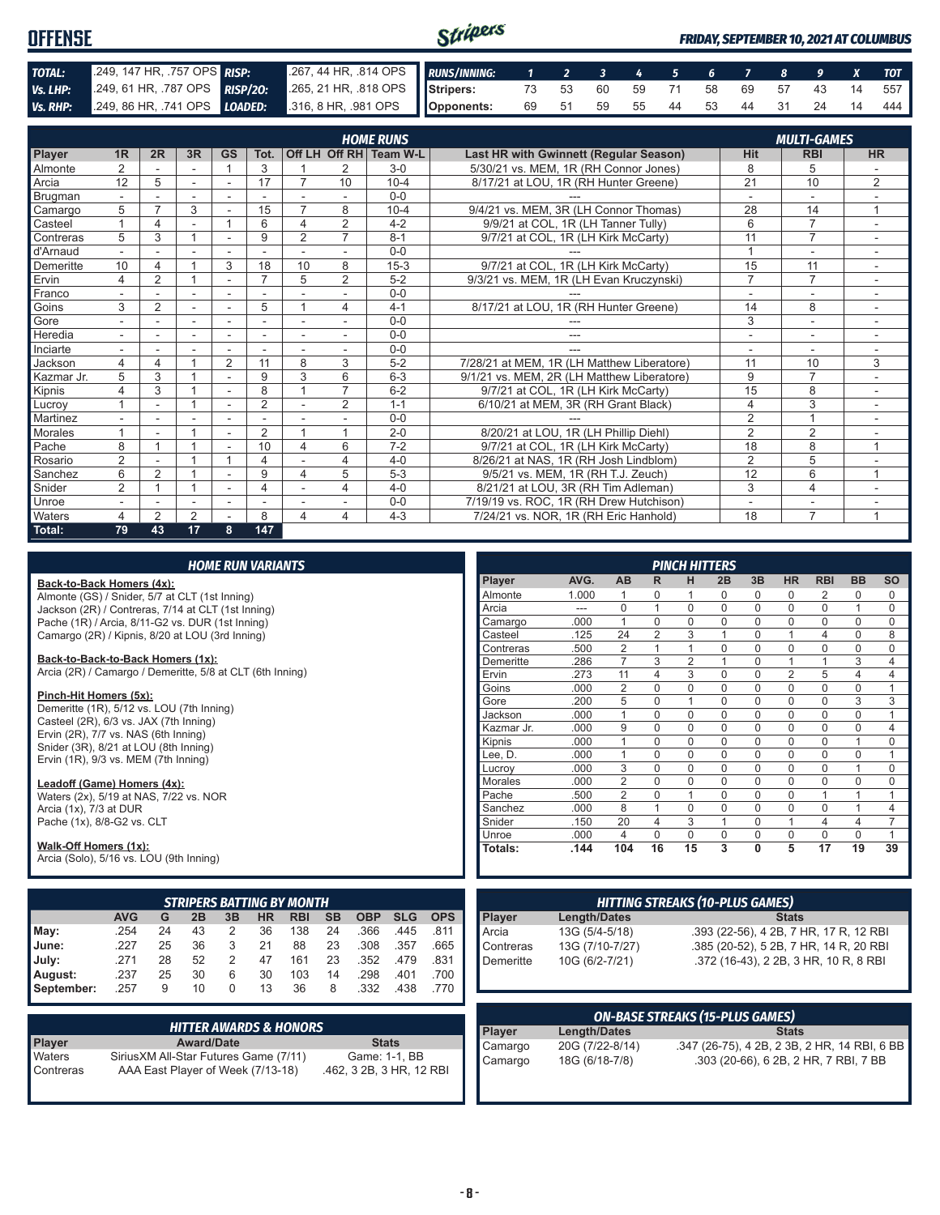# OFFENSE

*FRIDAY, SEPTEMBER 10, 2021 AT COLUMBUS*

| | | | |
|---|---|---|---|
| **TOTAL:** | .249, 147 HR, .757 OPS | **RISP:** | .267, 44 HR, .814 OPS |
| **Vs. LHP:** | .249, 61 HR, .787 OPS | **RISP/2O:** | .265, 21 HR, .818 OPS |
| **Vs. RHP:** | .249, 86 HR, .741 OPS | **LOADED:** | .316, 8 HR, .981 OPS |

| RUNS/INNING: | 1 | 2 | 3 | 4 | 5 | 6 | 7 | 8 | 9 | X | TOT |
|---|---|---|---|---|---|---|---|---|---|---|---|
| Stripers: | 73 | 53 | 60 | 59 | 71 | 58 | 69 | 57 | 43 | 14 | 557 |
| Opponents: | 69 | 51 | 59 | 55 | 44 | 53 | 44 | 31 | 24 | 14 | 444 |

## HOME RUNS / MULTI-GAMES

| Player | 1R | 2R | 3R | GS | Tot. | Off LH | Off RH | Team W-L | Last HR with Gwinnett (Regular Season) | Hit | RBI | HR |
|---|---|---|---|---|---|---|---|---|---|---|---|---|
| Almonte | 2 | - | - | 1 | 3 | 1 | 2 | 3-0 | 5/30/21 vs. MEM, 1R (RH Connor Jones) | 8 | 5 | - |
| Arcia | 12 | 5 | - | - | 17 | 7 | 10 | 10-4 | 8/17/21 at LOU, 1R (RH Hunter Greene) | 21 | 10 | 2 |
| Brugman | - | - | - | - | - | - | - | 0-0 | --- | - | - | - |
| Camargo | 5 | 7 | 3 | - | 15 | 7 | 8 | 10-4 | 9/4/21 vs. MEM, 3R (LH Connor Thomas) | 28 | 14 | 1 |
| Casteel | 1 | 4 | - | 1 | 6 | 4 | 2 | 4-2 | 9/9/21 at COL, 1R (LH Tanner Tully) | 6 | 7 | - |
| Contreras | 5 | 3 | 1 | - | 9 | 2 | 7 | 8-1 | 9/7/21 at COL, 1R (LH Kirk McCarty) | 11 | 7 | - |
| d'Arnaud | - | - | - | - | - | - | - | 0-0 | --- | 1 | - | - |
| Demeritte | 10 | 4 | 1 | 3 | 18 | 10 | 8 | 15-3 | 9/7/21 at COL, 1R (LH Kirk McCarty) | 15 | 11 | - |
| Ervin | 4 | 2 | 1 | - | 7 | 5 | 2 | 5-2 | 9/3/21 vs. MEM, 1R (LH Evan Kruczynski) | 7 | 7 | - |
| Franco | - | - | - | - | - | - | - | 0-0 | --- | - | - | - |
| Goins | 3 | 2 | - | - | 5 | 1 | 4 | 4-1 | 8/17/21 at LOU, 1R (RH Hunter Greene) | 14 | 8 | - |
| Gore | - | - | - | - | - | - | - | 0-0 | --- | 3 | - | - |
| Heredia | - | - | - | - | - | - | - | 0-0 | --- | - | - | - |
| Inciarte | - | - | - | - | - | - | - | 0-0 | --- | - | - | - |
| Jackson | 4 | 4 | 1 | 2 | 11 | 8 | 3 | 5-2 | 7/28/21 at MEM, 1R (LH Matthew Liberatore) | 11 | 10 | 3 |
| Kazmar Jr. | 5 | 3 | 1 | - | 9 | 3 | 6 | 6-3 | 9/1/21 vs. MEM, 2R (LH Matthew Liberatore) | 9 | 7 | - |
| Kipnis | 4 | 3 | 1 | - | 8 | 1 | 7 | 6-2 | 9/7/21 at COL, 1R (LH Kirk McCarty) | 15 | 8 | - |
| Lucroy | 1 | - | 1 | - | 2 | - | 2 | 1-1 | 6/10/21 at MEM, 3R (RH Grant Black) | 4 | 3 | - |
| Martinez | - | - | - | - | - | - | - | 0-0 | --- | 2 | 1 | - |
| Morales | 1 | - | 1 | - | 2 | 1 | 1 | 2-0 | 8/20/21 at LOU, 1R (LH Phillip Diehl) | 2 | 2 | - |
| Pache | 8 | 1 | 1 | - | 10 | 4 | 6 | 7-2 | 9/7/21 at COL, 1R (LH Kirk McCarty) | 18 | 8 | 1 |
| Rosario | 2 | - | 1 | 1 | 4 | - | 4 | 4-0 | 8/26/21 at NAS, 1R (RH Josh Lindblom) | 2 | 5 | - |
| Sanchez | 6 | 2 | 1 | - | 9 | 4 | 5 | 5-3 | 9/5/21 vs. MEM, 1R (RH T.J. Zeuch) | 12 | 6 | 1 |
| Snider | 2 | 1 | 1 | - | 4 | - | 4 | 4-0 | 8/21/21 at LOU, 3R (RH Tim Adleman) | 3 | 4 | - |
| Unroe | - | - | - | - | - | - | - | 0-0 | 7/19/19 vs. ROC, 1R (RH Drew Hutchison) | - | - | - |
| Waters | 4 | 2 | 2 | - | 8 | 4 | 4 | 4-3 | 7/24/21 vs. NOR, 1R (RH Eric Hanhold) | 18 | 7 | 1 |
| **Total:** | **79** | **43** | **17** | **8** | **147** | | | | | | | |

## HOME RUN VARIANTS

**Back-to-Back Homers (4x):**
Almonte (GS) / Snider, 5/7 at CLT (1st Inning)
Jackson (2R) / Contreras, 7/14 at CLT (1st Inning)
Pache (1R) / Arcia, 8/11-G2 vs. DUR (1st Inning)
Camargo (2R) / Kipnis, 8/20 at LOU (3rd Inning)

**Back-to-Back-to-Back Homers (1x):**
Arcia (2R) / Camargo / Demeritte, 5/8 at CLT (6th Inning)

**Pinch-Hit Homers (5x):**
Demeritte (1R), 5/12 vs. LOU (7th Inning)
Casteel (2R), 6/3 vs. JAX (7th Inning)
Ervin (2R), 7/7 vs. NAS (6th Inning)
Snider (3R), 8/21 at LOU (8th Inning)
Ervin (1R), 9/3 vs. MEM (7th Inning)

**Leadoff (Game) Homers (4x):**
Waters (2x), 5/19 at NAS, 7/22 vs. NOR
Arcia (1x), 7/3 at DUR
Pache (1x), 8/8-G2 vs. CLT

**Walk-Off Homers (1x):**
Arcia (Solo), 5/16 vs. LOU (9th Inning)

## PINCH HITTERS

| Player | AVG. | AB | R | H | 2B | 3B | HR | RBI | BB | SO |
|---|---|---|---|---|---|---|---|---|---|---|
| Almonte | 1.000 | 1 | 0 | 1 | 0 | 0 | 0 | 2 | 0 | 0 |
| Arcia | --- | 0 | 1 | 0 | 0 | 0 | 0 | 0 | 1 | 0 |
| Camargo | .000 | 1 | 0 | 0 | 0 | 0 | 0 | 0 | 0 | 0 |
| Casteel | .125 | 24 | 2 | 3 | 1 | 0 | 1 | 4 | 0 | 8 |
| Contreras | .500 | 2 | 1 | 1 | 0 | 0 | 0 | 0 | 0 | 0 |
| Demeritte | .286 | 7 | 3 | 2 | 1 | 0 | 1 | 1 | 3 | 4 |
| Ervin | .273 | 11 | 4 | 3 | 0 | 0 | 2 | 5 | 4 | 4 |
| Goins | .000 | 2 | 0 | 0 | 0 | 0 | 0 | 0 | 0 | 1 |
| Gore | .200 | 5 | 0 | 1 | 0 | 0 | 0 | 0 | 3 | 3 |
| Jackson | .000 | 1 | 0 | 0 | 0 | 0 | 0 | 0 | 0 | 1 |
| Kazmar Jr. | .000 | 9 | 0 | 0 | 0 | 0 | 0 | 0 | 0 | 4 |
| Kipnis | .000 | 1 | 0 | 0 | 0 | 0 | 0 | 0 | 1 | 0 |
| Lee, D. | .000 | 1 | 0 | 0 | 0 | 0 | 0 | 0 | 0 | 1 |
| Lucroy | .000 | 3 | 0 | 0 | 0 | 0 | 0 | 0 | 1 | 0 |
| Morales | .000 | 2 | 0 | 0 | 0 | 0 | 0 | 0 | 0 | 0 |
| Pache | .500 | 2 | 0 | 1 | 0 | 0 | 0 | 1 | 1 | 1 |
| Sanchez | .000 | 8 | 1 | 0 | 0 | 0 | 0 | 0 | 1 | 4 |
| Snider | .150 | 20 | 4 | 3 | 1 | 0 | 1 | 4 | 4 | 7 |
| Unroe | .000 | 4 | 0 | 0 | 0 | 0 | 0 | 0 | 0 | 1 |
| **Totals:** | **.144** | **104** | **16** | **15** | **3** | **0** | **5** | **17** | **19** | **39** |

## STRIPERS BATTING BY MONTH

| | AVG | G | 2B | 3B | HR | RBI | SB | OBP | SLG | OPS |
|---|---|---|---|---|---|---|---|---|---|---|
| May: | .254 | 24 | 43 | 2 | 36 | 138 | 24 | .366 | .445 | .811 |
| June: | .227 | 25 | 36 | 3 | 21 | 88 | 23 | .308 | .357 | .665 |
| July: | .271 | 28 | 52 | 2 | 47 | 161 | 23 | .352 | .479 | .831 |
| August: | .237 | 25 | 30 | 6 | 30 | 103 | 14 | .298 | .401 | .700 |
| September: | .257 | 9 | 10 | 0 | 13 | 36 | 8 | .332 | .438 | .770 |

## HITTING STREAKS (10-PLUS GAMES)

| Player | Length/Dates | Stats |
|---|---|---|
| Arcia | 13G (5/4-5/18) | .393 (22-56), 4 2B, 7 HR, 17 R, 12 RBI |
| Contreras | 13G (7/10-7/27) | .385 (20-52), 5 2B, 7 HR, 14 R, 20 RBI |
| Demeritte | 10G (6/2-7/21) | .372 (16-43), 2 2B, 3 HR, 10 R, 8 RBI |

## HITTER AWARDS & HONORS

| Player | Award/Date | Stats |
|---|---|---|
| Waters | SiriusXM All-Star Futures Game (7/11) | Game: 1-1, BB |
| Contreras | AAA East Player of Week (7/13-18) | .462, 3 2B, 3 HR, 12 RBI |

## ON-BASE STREAKS (15-PLUS GAMES)

| Player | Length/Dates | Stats |
|---|---|---|
| Camargo | 20G (7/22-8/14) | .347 (26-75), 4 2B, 2 3B, 2 HR, 14 RBI, 6 BB |
| Camargo | 18G (6/18-7/8) | .303 (20-66), 6 2B, 2 HR, 7 RBI, 7 BB |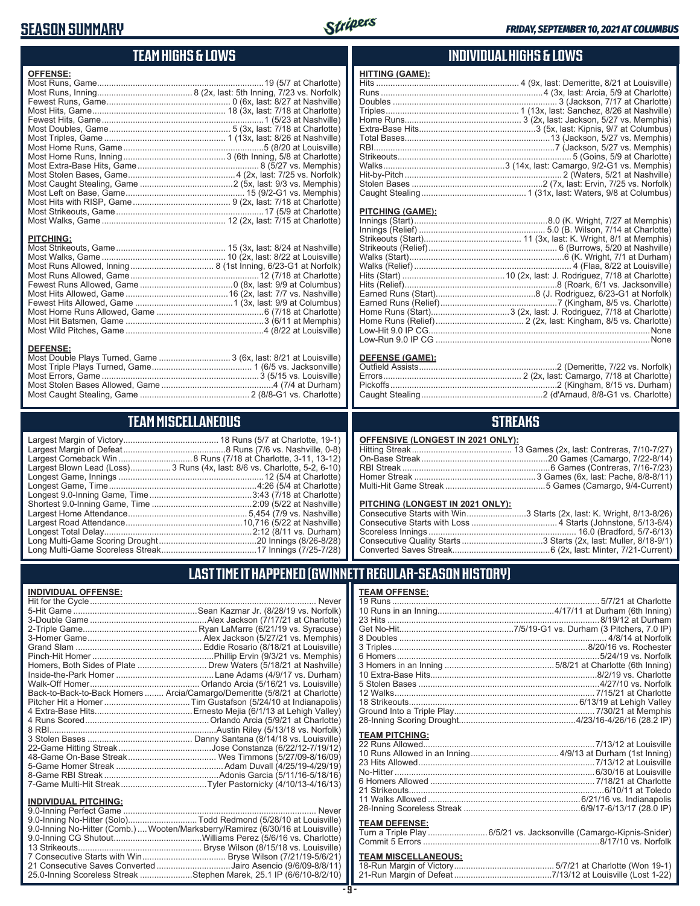# SEASON SUMMARY

*FRIDAY, SEPTEMBER 10, 2021 AT COLUMBUS*

## TEAM HIGHS & LOWS

**OFFENSE:**

| | |
|---|---|
| Most Runs, Game | 19 (5/7 at Charlotte) |
| Most Runs, Inning | 8 (2x, last: 5th Inning, 7/23 vs. Norfolk) |
| Fewest Runs, Game | 0 (6x, last: 8/27 at Nashville) |
| Most Hits, Game | 18 (3x, last: 7/18 at Charlotte) |
| Fewest Hits, Game | 1 (5/23 at Nashville) |
| Most Doubles, Game | 5 (3x, last: 7/18 at Charlotte) |
| Most Triples, Game | 1 (13x, last: 8/26 at Nashville) |
| Most Home Runs, Game | 5 (8/20 at Louisville) |
| Most Home Runs, Inning | 3 (6th Inning, 5/8 at Charlotte) |
| Most Extra-Base Hits, Game | 8 (5/27 vs. Memphis) |
| Most Stolen Bases, Game | 4 (2x, last: 7/25 vs. Norfolk) |
| Most Caught Stealing, Game | 2 (5x, last: 9/3 vs. Memphis) |
| Most Left on Base, Game | 15 (9/2-G1 vs. Memphis) |
| Most Hits with RISP, Game | 9 (2x, last: 7/18 at Charlotte) |
| Most Strikeouts, Game | 17 (5/9 at Charlotte) |
| Most Walks, Game | 12 (2x, last: 7/15 at Charlotte) |

**PITCHING:**

| | |
|---|---|
| Most Strikeouts, Game | 15 (3x, last: 8/24 at Nashville) |
| Most Walks, Game | 10 (2x, last: 8/22 at Louisville) |
| Most Runs Allowed, Inning | 8 (1st Inning, 6/23-G1 at Norfolk) |
| Most Runs Allowed, Game | 12 (7/18 at Charlotte) |
| Fewest Runs Allowed, Game | 0 (8x, last: 9/9 at Columbus) |
| Most Hits Allowed, Game | 16 (2x, last: 7/7 vs. Nashville) |
| Fewest Hits Allowed, Game | 1 (3x, last: 9/9 at Columbus) |
| Most Home Runs Allowed, Game | 6 (7/18 at Charlotte) |
| Most Hit Batsmen, Game | 3 (6/11 at Memphis) |
| Most Wild Pitches, Game | 4 (8/22 at Louisville) |

**DEFENSE:**

| | |
|---|---|
| Most Double Plays Turned, Game | 3 (6x, last: 8/21 at Louisville) |
| Most Triple Plays Turned, Game | 1 (6/5 vs. Jacksonville) |
| Most Errors, Game | 3 (5/15 vs. Louisville) |
| Most Stolen Bases Allowed, Game | 4 (7/4 at Durham) |
| Most Caught Stealing, Game | 2 (8/8-G1 vs. Charlotte) |

## INDIVIDUAL HIGHS & LOWS

**HITTING (GAME):**

| | |
|---|---|
| Hits | 4 (9x, last: Demeritte, 8/21 at Louisville) |
| Runs | 4 (3x, last: Arcia, 5/9 at Charlotte) |
| Doubles | 3 (Jackson, 7/17 at Charlotte) |
| Triples | 1 (13x, last: Sanchez, 8/26 at Nashville) |
| Home Runs | 3 (2x, last: Jackson, 5/27 vs. Memphis) |
| Extra-Base Hits | 3 (5x, last: Kipnis, 9/7 at Columbus) |
| Total Bases | 13 (Jackson, 5/27 vs. Memphis) |
| RBI | 7 (Jackson, 5/27 vs. Memphis) |
| Strikeouts | 5 (Goins, 5/9 at Charlotte) |
| Walks | 3 (14x, last: Camargo, 9/2-G1 vs. Memphis) |
| Hit-by-Pitch | 2 (Waters, 5/21 at Nashville) |
| Stolen Bases | 2 (7x, last: Ervin, 7/25 vs. Norfolk) |
| Caught Stealing | 1 (31x, last: Waters, 9/8 at Columbus) |

**PITCHING (GAME):**

| | |
|---|---|
| Innings (Start) | 8.0 (K. Wright, 7/27 at Memphis) |
| Innings (Relief) | 5.0 (B. Wilson, 7/14 at Charlotte) |
| Strikeouts (Start) | 11 (3x, last: K. Wright, 8/1 at Memphis) |
| Strikeouts (Relief) | 6 (Burrows, 5/20 at Nashville) |
| Walks (Start) | 6 (K. Wright, 7/1 at Durham) |
| Walks (Relief) | 4 (Flaa, 8/22 at Louisville) |
| Hits (Start) | 10 (2x, last: J. Rodriguez, 7/18 at Charlotte) |
| Hits (Relief) | 8 (Roark, 6/1 vs. Jacksonville) |
| Earned Runs (Start) | 8 (J. Rodriguez, 6/23-G1 at Norfolk) |
| Earned Runs (Relief) | 7 (Kingham, 8/5 vs. Charlotte) |
| Home Runs (Start) | 3 (2x, last: J. Rodriguez, 7/18 at Charlotte) |
| Home Runs (Relief) | 2 (2x, last: Kingham, 8/5 vs. Charlotte) |
| Low-Hit 9.0 IP CG | None |
| Low-Run 9.0 IP CG | None |

**DEFENSE (GAME):**

| | |
|---|---|
| Outfield Assists | 2 (Demeritte, 7/22 vs. Norfolk) |
| Errors | 2 (2x, last: Camargo, 7/18 at Charlotte) |
| Pickoffs | 2 (Kingham, 8/15 vs. Durham) |
| Caught Stealing | 2 (d'Arnaud, 8/8-G1 vs. Charlotte) |

## TEAM MISCELLANEOUS

| | |
|---|---|
| Largest Margin of Victory | 18 Runs (5/7 at Charlotte, 19-1) |
| Largest Margin of Defeat | 8 Runs (7/6 vs. Nashville, 0-8) |
| Largest Comeback Win | 8 Runs (7/18 at Charlotte, 3-11, 13-12) |
| Largest Blown Lead (Loss) | 3 Runs (4x, last: 8/6 vs. Charlotte, 5-2, 6-10) |
| Longest Game, Innings | 12 (5/4 at Charlotte) |
| Longest Game, Time | 4:26 (5/4 at Charlotte) |
| Longest 9.0-Inning Game, Time | 3:43 (7/18 at Charlotte) |
| Shortest 9.0-Inning Game, Time | 2:09 (5/22 at Nashville) |
| Largest Home Attendance | 5,454 (7/9 vs. Nashville) |
| Largest Road Attendance | 10,716 (5/22 at Nashville) |
| Longest Total Delay | 2:12 (8/11 vs. Durham) |
| Long Multi-Game Scoring Drought | 20 Innings (8/26-8/28) |
| Long Multi-Game Scoreless Streak | 17 Innings (7/25-7/28) |

## STREAKS

**OFFENSIVE (LONGEST IN 2021 ONLY):**

| | |
|---|---|
| Hitting Streak | 13 Games (2x, last: Contreras, 7/10-7/27) |
| On-Base Streak | 20 Games (Camargo, 7/22-8/14) |
| RBI Streak | 6 Games (Contreras, 7/16-7/23) |
| Homer Streak | 3 Games (6x, last: Pache, 8/8-8/11) |
| Multi-Hit Game Streak | 5 Games (Camargo, 9/4-Current) |

**PITCHING (LONGEST IN 2021 ONLY):**

| | |
|---|---|
| Consecutive Starts with Win | 3 Starts (2x, last: K. Wright, 8/13-8/26) |
| Consecutive Starts with Loss | 4 Starts (Johnstone, 5/13-6/4) |
| Scoreless Innings | 16.0 (Bradford, 5/7-6/13) |
| Consecutive Quality Starts | 3 Starts (2x, last: Muller, 8/18-9/1) |
| Converted Saves Streak | 6 (2x, last: Minter, 7/21-Current) |

## LAST TIME IT HAPPENED (GWINNETT REGULAR-SEASON HISTORY)

**INDIVIDUAL OFFENSE:**

| | |
|---|---|
| Hit for the Cycle | Never |
| 5-Hit Game | Sean Kazmar Jr. (8/28/19 vs. Norfolk) |
| 3-Double Game | Alex Jackson (7/17/21 at Charlotte) |
| 2-Triple Game | Ryan LaMarre (6/21/19 vs. Syracuse) |
| 3-Homer Game | Alex Jackson (5/27/21 vs. Memphis) |
| Grand Slam | Eddie Rosario (8/18/21 at Louisville) |
| Pinch-Hit Homer | Phillip Ervin (9/3/21 vs. Memphis) |
| Homers, Both Sides of Plate | Drew Waters (5/18/21 at Nashville) |
| Inside-the-Park Homer | Lane Adams (4/9/17 vs. Durham) |
| Walk-Off Homer | Orlando Arcia (5/16/21 vs. Louisville) |
| Back-to-Back-to-Back Homers | Arcia/Camargo/Demeritte (5/8/21 at Charlotte) |
| Pitcher Hit a Homer | Tim Gustafson (5/24/10 at Indianapolis) |
| 4 Extra-Base Hits | Ernesto Mejia (6/1/13 at Lehigh Valley) |
| 4 Runs Scored | Orlando Arcia (5/9/21 at Charlotte) |
| 8 RBI | Austin Riley (5/13/18 vs. Norfolk) |
| 3 Stolen Bases | Danny Santana (8/14/18 vs. Louisville) |
| 22-Game Hitting Streak | Jose Constanza (6/22/12-7/19/12) |
| 48-Game On-Base Streak | Wes Timmons (5/27/09-8/16/09) |
| 5-Game Homer Streak | Adam Duvall (4/25/19-4/29/19) |
| 8-Game RBI Streak | Adonis Garcia (5/11/16-5/18/16) |
| 7-Game Multi-Hit Streak | Tyler Pastornicky (4/10/13-4/16/13) |

**INDIVIDUAL PITCHING:**

| | |
|---|---|
| 9.0-Inning Perfect Game | Never |
| 9.0-Inning No-Hitter (Solo) | Todd Redmond (5/28/10 at Louisville) |
| 9.0-Inning No-Hitter (Comb.) | Wooten/Marksberry/Ramirez (6/30/16 at Louisville) |
| 9.0-Inning CG Shutout | Williams Perez (5/6/16 vs. Charlotte) |
| 13 Strikeouts | Bryse Wilson (8/15/18 vs. Louisville) |
| 7 Consecutive Starts with Win | Bryse Wilson (7/21/19-5/6/21) |
| 21 Consecutive Saves Converted | Jairo Asencio (9/6/09-8/8/11) |
| 25.0-Inning Scoreless Streak | Stephen Marek, 25.1 IP (6/6/10-8/2/10) |

**TEAM OFFENSE:**

| | |
|---|---|
| 19 Runs | 5/7/21 at Charlotte |
| 10 Runs in an Inning | 4/17/11 at Durham (6th Inning) |
| 23 Hits | 8/19/12 at Durham |
| Get No-Hit | 7/5/19-G1 vs. Durham (3 Pitchers, 7.0 IP) |
| 8 Doubles | 4/8/14 at Norfolk |
| 3 Triples | 8/20/16 vs. Rochester |
| 6 Homers | 5/24/19 vs. Norfolk |
| 3 Homers in an Inning | 5/8/21 at Charlotte (6th Inning) |
| 10 Extra-Base Hits | 8/2/19 vs. Charlotte |
| 5 Stolen Bases | 4/27/10 vs. Norfolk |
| 12 Walks | 7/15/21 at Charlotte |
| 18 Strikeouts | 6/13/19 at Lehigh Valley |
| Ground Into a Triple Play | 7/30/21 at Memphis |
| 28-Inning Scoring Drought | 4/23/16-4/26/16 (28.2 IP) |

**TEAM PITCHING:**

| | |
|---|---|
| 22 Runs Allowed | 7/13/12 at Louisville |
| 10 Runs Allowed in an Inning | 4/9/13 at Durham (1st Inning) |
| 23 Hits Allowed | 7/13/12 at Louisville |
| No-Hitter | 6/30/16 at Louisville |
| 6 Homers Allowed | 7/18/21 at Charlotte |
| 21 Strikeouts | 6/10/11 at Toledo |
| 11 Walks Allowed | 6/21/16 vs. Indianapolis |
| 28-Inning Scoreless Streak | 6/9/17-6/13/17 (28.0 IP) |

**TEAM DEFENSE:**

| | |
|---|---|
| Turn a Triple Play | 6/5/21 vs. Jacksonville (Camargo-Kipnis-Snider) |
| Commit 5 Errors | 8/17/10 vs. Norfolk |

**TEAM MISCELLANEOUS:**

| | |
|---|---|
| 18-Run Margin of Victory | 5/7/21 at Charlotte (Won 19-1) |
| 21-Run Margin of Defeat | 7/13/12 at Louisville (Lost 1-22) |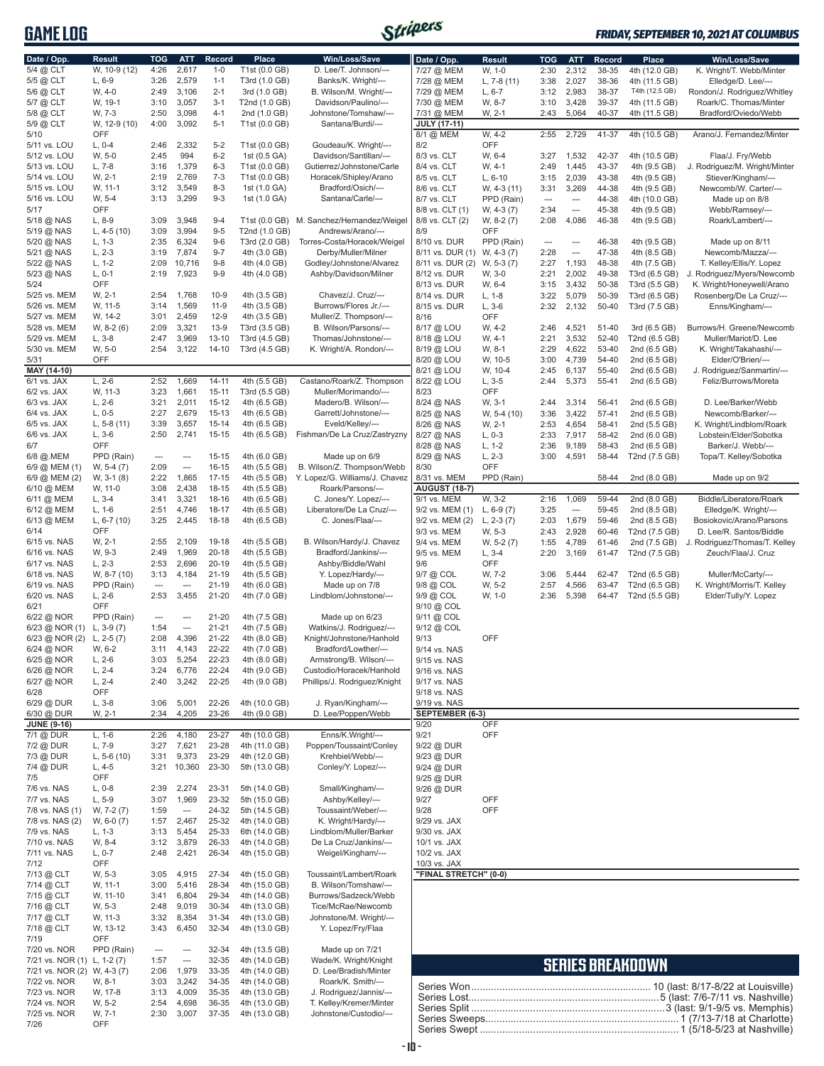# GAME LOG

| Date / Opp. | Result | TOG | ATT | Record | Place | Win/Loss/Save |
|---|---|---|---|---|---|---|
| 5/4 @ CLT | W, 10-9 (12) | 4:26 | 2,617 | 1-0 | T1st (0.0 GB) | D. Lee/T. Johnson/--- |
| 5/5 @ CLT | L, 6-9 | 3:26 | 2,579 | 1-1 | T3rd (1.0 GB) | Banks/K. Wright/--- |
| 5/6 @ CLT | W, 4-0 | 2:49 | 3,106 | 2-1 | 3rd (1.0 GB) | B. Wilson/M. Wright/--- |
| 5/7 @ CLT | W, 19-1 | 3:10 | 3,057 | 3-1 | T2nd (1.0 GB) | Davidson/Paulino/--- |
| 5/8 @ CLT | W, 7-3 | 2:50 | 3,098 | 4-1 | 2nd (1.0 GB) | Johnstone/Tomshaw/--- |
| 5/9 @ CLT | W, 12-9 (10) | 4:00 | 3,092 | 5-1 | T1st (0.0 GB) | Santana/Burdi/--- |
| 5/10 | OFF | | | | | |
| 5/11 vs. LOU | L, 0-4 | 2:46 | 2,332 | 5-2 | T1st (0.0 GB) | Goudeau/K. Wright/--- |
| 5/12 vs. LOU | W, 5-0 | 2:45 | 994 | 6-2 | 1st (0.5 GA) | Davidson/Santillan/--- |
| 5/13 vs. LOU | L, 7-8 | 3:16 | 1,379 | 6-3 | T1st (0.0 GB) | Gutierrez/Johnstone/Carle |
| 5/14 vs. LOU | W, 2-1 | 2:19 | 2,769 | 7-3 | T1st (0.0 GB) | Horacek/Shipley/Arano |
| 5/15 vs. LOU | W, 11-1 | 3:12 | 3,549 | 8-3 | 1st (1.0 GA) | Bradford/Osich/--- |
| 5/16 vs. LOU | W, 5-4 | 3:13 | 3,299 | 9-3 | 1st (1.0 GA) | Santana/Carle/--- |
| 5/17 | OFF | | | | | |
| 5/18 @ NAS | L, 8-9 | 3:09 | 3,948 | 9-4 | T1st (0.0 GB) | M. Sanchez/Hernandez/Weigel |
| 5/19 @ NAS | L, 4-5 (10) | 3:09 | 3,994 | 9-5 | T2nd (1.0 GB) | Andrews/Arano/--- |
| 5/20 @ NAS | L, 1-3 | 2:35 | 6,324 | 9-6 | T3rd (2.0 GB) | Torres-Costa/Horacek/Weigel |
| 5/21 @ NAS | L, 2-3 | 3:19 | 7,874 | 9-7 | 4th (3.0 GB) | Derby/Muller/Milner |
| 5/22 @ NAS | L, 1-2 | 2:09 | 10,716 | 9-8 | 4th (4.0 GB) | Godley/Johnstone/Alvarez |
| 5/23 @ NAS | L, 0-1 | 2:19 | 7,923 | 9-9 | 4th (4.0 GB) | Ashby/Davidson/Milner |
| 5/24 | OFF | | | | | |
| 5/25 vs. MEM | W, 2-1 | 2:54 | 1,768 | 10-9 | 4th (3.5 GB) | Chavez/J. Cruz/--- |
| 5/26 vs. MEM | W, 11-5 | 3:14 | 1,569 | 11-9 | 4th (3.5 GB) | Burrows/Flores Jr./--- |
| 5/27 vs. MEM | W, 14-2 | 3:01 | 2,459 | 12-9 | 4th (3.5 GB) | Muller/Z. Thompson/--- |
| 5/28 vs. MEM | W, 8-2 (6) | 2:09 | 3,321 | 13-9 | T3rd (3.5 GB) | B. Wilson/Parsons/--- |
| 5/29 vs. MEM | L, 3-8 | 2:47 | 3,969 | 13-10 | T3rd (4.5 GB) | Thomas/Johnstone/--- |
| 5/30 vs. MEM | W, 5-0 | 2:54 | 3,122 | 14-10 | T3rd (4.5 GB) | K. Wright/A. Rondon/--- |
| 5/31 | OFF | | | | | |
| **MAY (14-10)** | | | | | | |
| 6/1 vs. JAX | L, 2-6 | 2:52 | 1,669 | 14-11 | 4th (5.5 GB) | Castano/Roark/Z. Thompson |
| 6/2 vs. JAX | W, 11-3 | 3:23 | 1,661 | 15-11 | T3rd (5.5 GB) | Muller/Morimando/--- |
| 6/3 vs. JAX | L, 2-6 | 3:21 | 2,011 | 15-12 | 4th (6.5 GB) | Madero/B. Wilson/--- |
| 6/4 vs. JAX | L, 0-5 | 2:27 | 2,679 | 15-13 | 4th (6.5 GB) | Garrett/Johnstone/--- |
| 6/5 vs. JAX | L, 5-8 (11) | 3:39 | 3,657 | 15-14 | 4th (6.5 GB) | Eveld/Kelley/--- |
| 6/6 vs. JAX | L, 3-6 | 2:50 | 2,741 | 15-15 | 4th (6.5 GB) | Fishman/De La Cruz/Zastryzny |
| 6/7 | OFF | | | | | |
| 6/8 @ MEM | PPD (Rain) | --- | --- | 15-15 | 4th (6.0 GB) | Made up on 6/9 |
| 6/9 @ MEM (1) | W, 5-4 (7) | 2:09 | --- | 16-15 | 4th (5.5 GB) | B. Wilson/Z. Thompson/Webb |
| 6/9 @ MEM (2) | W, 3-1 (8) | 2:22 | 1,865 | 17-15 | 4th (5.5 GB) | Y. Lopez/G. Williams/J. Chavez |
| 6/10 @ MEM | W, 11-0 | 3:08 | 2,438 | 18-15 | 4th (5.5 GB) | Roark/Parsons/--- |
| 6/11 @ MEM | L, 3-4 | 3:41 | 3,321 | 18-16 | 4th (6.5 GB) | C. Jones/Y. Lopez/--- |
| 6/12 @ MEM | L, 1-6 | 2:51 | 4,746 | 18-17 | 4th (6.5 GB) | Liberatore/De La Cruz/--- |
| 6/13 @ MEM | L, 6-7 (10) | 3:25 | 2,445 | 18-18 | 4th (6.5 GB) | C. Jones/Flaa/--- |
| 6/14 | OFF | | | | | |
| 6/15 vs. NAS | W, 2-1 | 2:55 | 2,109 | 19-18 | 4th (5.5 GB) | B. Wilson/Hardy/J. Chavez |
| 6/16 vs. NAS | W, 9-3 | 2:49 | 1,969 | 20-18 | 4th (5.5 GB) | Bradford/Jankins/--- |
| 6/17 vs. NAS | L, 2-3 | 2:53 | 2,696 | 20-19 | 4th (5.5 GB) | Ashby/Biddle/Wahl |
| 6/18 vs. NAS | W, 8-7 (10) | 3:13 | 4,184 | 21-19 | 4th (5.5 GB) | Y. Lopez/Hardy/--- |
| 6/19 vs. NAS | PPD (Rain) | --- | --- | 21-19 | 4th (6.0 GB) | Made up on 7/8 |
| 6/20 vs. NAS | L, 2-6 | 2:53 | 3,455 | 21-20 | 4th (7.0 GB) | Lindblom/Johnstone/--- |
| 6/21 | OFF | | | | | |
| 6/22 @ NOR | PPD (Rain) | --- | --- | 21-20 | 4th (7.5 GB) | Made up on 6/23 |
| 6/23 @ NOR (1) | L, 3-9 (7) | 1:54 | --- | 21-21 | 4th (7.5 GB) | Watkins/J. Rodriguez/--- |
| 6/23 @ NOR (2) | L, 2-5 (7) | 2:08 | 4,396 | 21-22 | 4th (8.0 GB) | Knight/Johnstone/Hanhold |
| 6/24 @ NOR | W, 6-2 | 3:11 | 4,143 | 22-22 | 4th (7.0 GB) | Bradford/Lowther/--- |
| 6/25 @ NOR | L, 2-6 | 3:03 | 5,254 | 22-23 | 4th (8.0 GB) | Armstrong/B. Wilson/--- |
| 6/26 @ NOR | L, 2-4 | 3:24 | 6,776 | 22-24 | 4th (9.0 GB) | Custodio/Horacek/Hanhold |
| 6/27 @ NOR | L, 2-4 | 2:40 | 3,242 | 22-25 | 4th (9.0 GB) | Phillips/J. Rodriguez/Knight |
| 6/28 | OFF | | | | | |
| 6/29 @ DUR | L, 3-8 | 3:06 | 5,001 | 22-26 | 4th (10.0 GB) | J. Ryan/Kingham/--- |
| 6/30 @ DUR | W, 2-1 | 2:34 | 4,205 | 23-26 | 4th (9.0 GB) | D. Lee/Poppen/Webb |
| **JUNE (9-16)** | | | | | | |
| 7/1 @ DUR | L, 1-6 | 2:26 | 4,180 | 23-27 | 4th (10.0 GB) | Enns/K.Wright/--- |
| 7/2 @ DUR | L, 7-9 | 3:27 | 7,621 | 23-28 | 4th (11.0 GB) | Poppen/Toussaint/Conley |
| 7/3 @ DUR | L, 5-6 (10) | 3:31 | 9,373 | 23-29 | 4th (12.0 GB) | Krehbiel/Webb/--- |
| 7/4 @ DUR | L, 4-5 | 3:21 | 10,360 | 23-30 | 5th (13.0 GB) | Conley/Y. Lopez/--- |
| 7/5 | OFF | | | | | |
| 7/6 vs. NAS | L, 0-8 | 2:39 | 2,274 | 23-31 | 5th (14.0 GB) | Small/Kingham/--- |
| 7/7 vs. NAS | L, 5-9 | 3:07 | 1,969 | 23-32 | 5th (15.0 GB) | Ashby/Kelley/--- |
| 7/8 vs. NAS (1) | W, 7-2 (7) | 1:59 | --- | 24-32 | 5th (14.5 GB) | Toussaint/Weber/--- |
| 7/8 vs. NAS (2) | W, 6-0 (7) | 1:57 | 2,467 | 25-32 | 4th (14.0 GB) | K. Wright/Hardy/--- |
| 7/9 vs. NAS | L, 1-3 | 3:13 | 5,454 | 25-33 | 6th (14.0 GB) | Lindblom/Muller/Barker |
| 7/10 vs. NAS | W, 8-4 | 3:12 | 3,879 | 26-33 | 4th (14.0 GB) | De La Cruz/Jankins/--- |
| 7/11 vs. NAS | L, 0-7 | 2:48 | 2,421 | 26-34 | 4th (15.0 GB) | Weigel/Kingham/--- |
| 7/12 | OFF | | | | | |
| 7/13 @ CLT | W, 5-3 | 3:05 | 4,915 | 27-34 | 4th (15.0 GB) | Toussaint/Lambert/Roark |
| 7/14 @ CLT | W, 11-1 | 3:00 | 5,416 | 28-34 | 4th (15.0 GB) | B. Wilson/Tomshaw/--- |
| 7/15 @ CLT | W, 11-10 | 3:41 | 6,804 | 29-34 | 4th (14.0 GB) | Burrows/Sadzeck/Webb |
| 7/16 @ CLT | W, 5-3 | 2:48 | 9,019 | 30-34 | 4th (13.0 GB) | Tice/McRae/Newcomb |
| 7/17 @ CLT | W, 11-3 | 3:32 | 8,354 | 31-34 | 4th (13.0 GB) | Johnstone/M. Wright/--- |
| 7/18 @ CLT | W, 13-12 | 3:43 | 6,450 | 32-34 | 4th (13.0 GB) | Y. Lopez/Fry/Flaa |
| 7/19 | OFF | | | | | |
| 7/20 vs. NOR | PPD (Rain) | --- | --- | 32-34 | 4th (13.5 GB) | Made up on 7/21 |
| 7/21 vs. NOR (1) | L, 1-2 (7) | 1:57 | --- | 32-35 | 4th (14.0 GB) | Wade/K. Wright/Knight |
| 7/21 vs. NOR (2) | W, 4-3 (7) | 2:06 | 1,979 | 33-35 | 4th (14.0 GB) | D. Lee/Bradish/Minter |
| 7/22 vs. NOR | W, 8-1 | 3:03 | 3,242 | 34-35 | 4th (14.0 GB) | Roark/K. Smith/--- |
| 7/23 vs. NOR | W, 17-8 | 3:13 | 4,009 | 35-35 | 4th (13.0 GB) | J. Rodriguez/Jannis/--- |
| 7/24 vs. NOR | W, 5-2 | 2:54 | 4,698 | 36-35 | 4th (13.0 GB) | T. Kelley/Kremer/Minter |
| 7/25 vs. NOR | W, 7-1 | 2:30 | 3,007 | 37-35 | 4th (13.0 GB) | Johnstone/Custodio/--- |
| 7/26 | OFF | | | | | |
| 7/27 @ MEM | W, 1-0 | 2:30 | 2,312 | 38-35 | 4th (12.0 GB) | K. Wright/T. Webb/Minter |
| 7/28 @ MEM | L, 7-8 (11) | 3:38 | 2,027 | 38-36 | 4th (11.5 GB) | Elledge/D. Lee/--- |
| 7/29 @ MEM | L, 6-7 | 3:12 | 2,983 | 38-37 | T4th (12.5 GB) | Rondon/J. Rodriguez/Whitley |
| 7/30 @ MEM | W, 8-7 | 3:10 | 3,428 | 39-37 | 4th (11.5 GB) | Roark/C. Thomas/Minter |
| 7/31 @ MEM | W, 2-1 | 2:43 | 5,064 | 40-37 | 4th (11.5 GB) | Bradford/Oviedo/Webb |
| **JULY (17-11)** | | | | | | |
| 8/1 @ MEM | W, 4-2 | 2:55 | 2,729 | 41-37 | 4th (10.5 GB) | Arano/J. Fernandez/Minter |
| 8/2 | OFF | | | | | |
| 8/3 vs. CLT | W, 6-4 | 3:27 | 1,532 | 42-37 | 4th (10.5 GB) | Flaa/J. Fry/Webb |
| 8/4 vs. CLT | W, 4-1 | 2:49 | 1,445 | 43-37 | 4th (9.5 GB) | J. Rodriguez/M. Wright/Minter |
| 8/5 vs. CLT | L, 6-10 | 3:15 | 2,039 | 43-38 | 4th (9.5 GB) | Stiever/Kingham/--- |
| 8/6 vs. CLT | W, 4-3 (11) | 3:31 | 3,269 | 44-38 | 4th (9.5 GB) | Newcomb/W. Carter/--- |
| 8/7 vs. CLT | PPD (Rain) | --- | --- | 44-38 | 4th (10.0 GB) | Made up on 8/8 |
| 8/8 vs. CLT (1) | W, 4-3 (7) | 2:34 | --- | 45-38 | 4th (9.5 GB) | Webb/Ramsey/--- |
| 8/8 vs. CLT (2) | W, 8-2 (7) | 2:08 | 4,086 | 46-38 | 4th (9.5 GB) | Roark/Lambert/--- |
| 8/9 | OFF | | | | | |
| 8/10 vs. DUR | PPD (Rain) | --- | --- | 46-38 | 4th (9.5 GB) | Made up on 8/11 |
| 8/11 vs. DUR (1) | W, 4-3 (7) | 2:28 | --- | 47-38 | 4th (8.5 GB) | Newcomb/Mazza/--- |
| 8/11 vs. DUR (2) | W, 5-3 (7) | 2:27 | 1,193 | 48-38 | 4th (7.5 GB) | T. Kelley/Ellis/Y. Lopez |
| 8/12 vs. DUR | W, 3-0 | 2:21 | 2,002 | 49-38 | T3rd (6.5 GB) | J. Rodriguez/Myers/Newcomb |
| 8/13 vs. DUR | W, 6-4 | 3:15 | 3,432 | 50-38 | T3rd (5.5 GB) | K. Wright/Honeywell/Arano |
| 8/14 vs. DUR | L, 1-8 | 3:22 | 5,079 | 50-39 | T3rd (6.5 GB) | Rosenberg/De La Cruz/--- |
| 8/15 vs. DUR | L, 3-6 | 2:32 | 2,132 | 50-40 | T3rd (7.5 GB) | Enns/Kingham/--- |
| 8/16 | OFF | | | | | |
| 8/17 @ LOU | W, 4-2 | 2:46 | 4,521 | 51-40 | 3rd (6.5 GB) | Burrows/H. Greene/Newcomb |
| 8/18 @ LOU | W, 4-1 | 2:21 | 3,532 | 52-40 | T2nd (6.5 GB) | Muller/Mariot/D. Lee |
| 8/19 @ LOU | W, 8-1 | 2:29 | 4,622 | 53-40 | 2nd (6.5 GB) | K. Wright/Takahashi/--- |
| 8/20 @ LOU | W, 10-5 | 3:00 | 4,739 | 54-40 | 2nd (6.5 GB) | Elder/O'Brien/--- |
| 8/21 @ LOU | W, 10-4 | 2:45 | 6,137 | 55-40 | 2nd (6.5 GB) | J. Rodriguez/Sanmartin/--- |
| 8/22 @ LOU | L, 3-5 | 2:44 | 5,373 | 55-41 | 2nd (6.5 GB) | Feliz/Burrows/Moreta |
| 8/23 | OFF | | | | | |
| 8/24 @ NAS | W, 3-1 | 2:44 | 3,314 | 56-41 | 2nd (6.5 GB) | D. Lee/Barker/Webb |
| 8/25 @ NAS | W, 5-4 (10) | 3:36 | 3,422 | 57-41 | 2nd (6.5 GB) | Newcomb/Barker/--- |
| 8/26 @ NAS | W, 2-1 | 2:53 | 4,654 | 58-41 | 2nd (5.5 GB) | K. Wright/Lindblom/Roark |
| 8/27 @ NAS | L, 0-3 | 2:33 | 7,917 | 58-42 | 2nd (6.0 GB) | Lobstein/Elder/Sobotka |
| 8/28 @ NAS | L, 1-2 | 2:36 | 9,189 | 58-43 | 2nd (6.5 GB) | Barker/J. Webb/--- |
| 8/29 @ NAS | L, 2-3 | 3:00 | 4,591 | 58-44 | T2nd (7.5 GB) | Topa/T. Kelley/Sobotka |
| 8/30 | OFF | | | | | |
| 8/31 vs. MEM | PPD (Rain) | | | 58-44 | 2nd (8.0 GB) | Made up on 9/2 |
| **AUGUST (18-7)** | | | | | | |
| 9/1 vs. MEM | W, 3-2 | 2:16 | 1,069 | 59-44 | 2nd (8.0 GB) | Biddle/Liberatore/Roark |
| 9/2 vs. MEM (1) | L, 6-9 (7) | 3:25 | --- | 59-45 | 2nd (8.5 GB) | Elledge/K. Wright/--- |
| 9/2 vs. MEM (2) | L, 2-3 (7) | 2:03 | 1,679 | 59-46 | 2nd (8.5 GB) | Bosiokovic/Arano/Parsons |
| 9/3 vs. MEM | W, 5-3 | 2:43 | 2,928 | 60-46 | T2nd (7.5 GB) | D. Lee/R. Santos/Biddle |
| 9/4 vs. MEM | W, 5-2 (7) | 1:55 | 4,789 | 61-46 | 2nd (7.5 GB) | J. Rodriguez/Thomas/T. Kelley |
| 9/5 vs. MEM | L, 3-4 | 2:20 | 3,169 | 61-47 | T2nd (7.5 GB) | Zeuch/Flaa/J. Cruz |
| 9/6 | OFF | | | | | |
| 9/7 @ COL | W, 7-2 | 3:06 | 5,444 | 62-47 | T2nd (6.5 GB) | Muller/McCarty/--- |
| 9/8 @ COL | W, 5-2 | 2:57 | 4,566 | 63-47 | T2nd (6.5 GB) | K. Wright/Morris/T. Kelley |
| 9/9 @ COL | W, 1-0 | 2:36 | 5,398 | 64-47 | T2nd (5.5 GB) | Elder/Tully/Y. Lopez |
| 9/10 @ COL | | | | | | |
| 9/11 @ COL | | | | | | |
| 9/12 @ COL | | | | | | |
| 9/13 | OFF | | | | | |
| 9/14 vs. NAS | | | | | | |
| 9/15 vs. NAS | | | | | | |
| 9/16 vs. NAS | | | | | | |
| 9/17 vs. NAS | | | | | | |
| 9/18 vs. NAS | | | | | | |
| 9/19 vs. NAS | | | | | | |
| **SEPTEMBER (6-3)** | | | | | | |
| 9/20 | OFF | | | | | |
| 9/21 | OFF | | | | | |
| 9/22 @ DUR | | | | | | |
| 9/23 @ DUR | | | | | | |
| 9/24 @ DUR | | | | | | |
| 9/25 @ DUR | | | | | | |
| 9/26 @ DUR | | | | | | |
| 9/27 | OFF | | | | | |
| 9/28 | OFF | | | | | |
| 9/29 vs. JAX | | | | | | |
| 9/30 vs. JAX | | | | | | |
| 10/1 vs. JAX | | | | | | |
| 10/2 vs. JAX | | | | | | |
| 10/3 vs. JAX | | | | | | |
| **"FINAL STRETCH" (0-0)** | | | | | | |

## SERIES BREAKDOWN

Series Won................ 10 (last: 8/17-8/22 at Louisville)
Series Lost................ 5 (last: 7/6-7/11 vs. Nashville)
Series Split................ 3 (last: 9/1-9/5 vs. Memphis)
Series Sweeps................ 1 (7/13-7/18 at Charlotte)
Series Swept................ 1 (5/18-5/23 at Nashville)